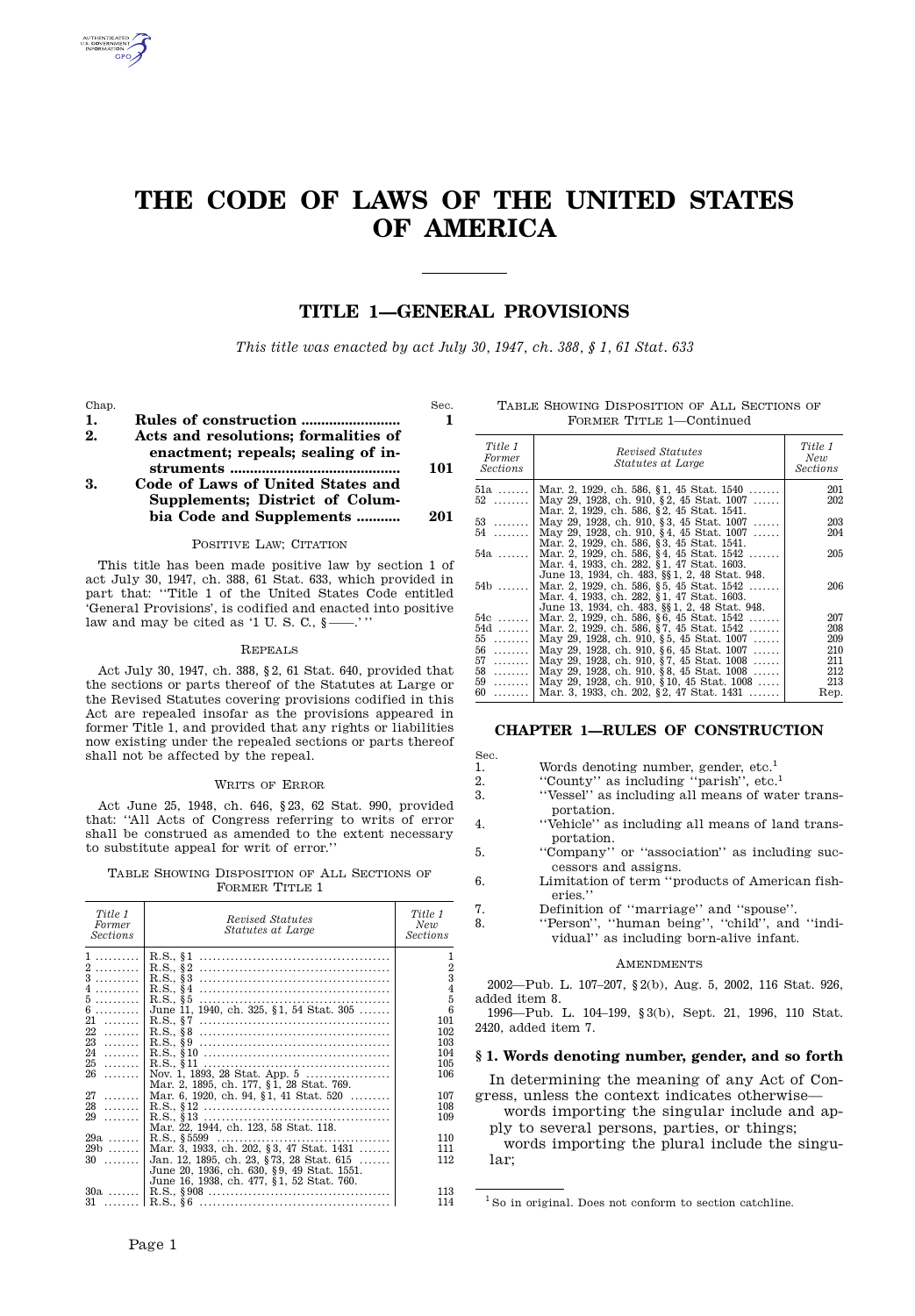# THE CODE OF LAWS OF THE UNITED STATES OF AMERICA

## TITLE 1—GENERAL PROVISIONS

*This title was enacted by act July 30, 1947, ch. 388, § 1, 61 Stat. 633*

| Chap. | | Sec. |
|---|---|---|
| 1. | **Rules of construction** | **1** |
| 2. | **Acts and resolutions; formalities of enactment; repeals; sealing of instruments** | **101** |
| 3. | **Code of Laws of United States and Supplements; District of Columbia Code and Supplements** | **201** |

### POSITIVE LAW; CITATION

This title has been made positive law by section 1 of act July 30, 1947, ch. 388, 61 Stat. 633, which provided in part that: ''Title 1 of the United States Code entitled 'General Provisions', is codified and enacted into positive law and may be cited as '1 U. S. C., §——.' ''

### REPEALS

Act July 30, 1947, ch. 388, §2, 61 Stat. 640, provided that the sections or parts thereof of the Statutes at Large or the Revised Statutes covering provisions codified in this Act are repealed insofar as the provisions appeared in former Title 1, and provided that any rights or liabilities now existing under the repealed sections or parts thereof shall not be affected by the repeal.

### WRITS OF ERROR

Act June 25, 1948, ch. 646, §23, 62 Stat. 990, provided that: ''All Acts of Congress referring to writs of error shall be construed as amended to the extent necessary to substitute appeal for writ of error.''

TABLE SHOWING DISPOSITION OF ALL SECTIONS OF FORMER TITLE 1

| Title 1 Former Sections | Revised Statutes Statutes at Large | Title 1 New Sections |
|---|---|---|
| 1 | R.S., §1 | 1 |
| 2 | R.S., §2 | 2 |
| 3 | R.S., §3 | 3 |
| 4 | R.S., §4 | 4 |
| 5 | R.S., §5 | 5 |
| 6 | June 11, 1940, ch. 325, §1, 54 Stat. 305 | 6 |
| 21 | R.S., §7 | 101 |
| 22 | R.S., §8 | 102 |
| 23 | R.S., §9 | 103 |
| 24 | R.S., §10 | 104 |
| 25 | R.S., §11 | 105 |
| 26 | Nov. 1, 1893, 28 Stat. App. 5<br>Mar. 2, 1895, ch. 177, §1, 28 Stat. 769. | 106 |
| 27 | Mar. 6, 1920, ch. 94, §1, 41 Stat. 520 | 107 |
| 28 | R.S., §12 | 108 |
| 29 | R.S., §13<br>Mar. 22, 1944, ch. 123, 58 Stat. 118. | 109 |
| 29a | R.S., §5599 | 110 |
| 29b | Mar. 3, 1933, ch. 202, §3, 47 Stat. 1431 | 111 |
| 30 | Jan. 12, 1895, ch. 23, §73, 28 Stat. 615<br>June 20, 1936, ch. 630, §9, 49 Stat. 1551.<br>June 16, 1938, ch. 477, §1, 52 Stat. 760. | 112 |
| 30a | R.S., §908 | 113 |
| 31 | R.S., §6 | 114 |
| 51a | Mar. 2, 1929, ch. 586, §1, 45 Stat. 1540 | 201 |
| 52 | May 29, 1928, ch. 910, §2, 45 Stat. 1007<br>Mar. 2, 1929, ch. 586, §2, 45 Stat. 1541. | 202 |
| 53 | May 29, 1928, ch. 910, §3, 45 Stat. 1007 | 203 |
| 54 | May 29, 1928, ch. 910, §4, 45 Stat. 1007<br>Mar. 2, 1929, ch. 586, §3, 45 Stat. 1541. | 204 |
| 54a | Mar. 2, 1929, ch. 586, §4, 45 Stat. 1542<br>Mar. 4, 1933, ch. 282, §1, 47 Stat. 1603.<br>June 13, 1934, ch. 483, §§1, 2, 48 Stat. 948. | 205 |
| 54b | Mar. 2, 1929, ch. 586, §5, 45 Stat. 1542<br>Mar. 4, 1933, ch. 282, §1, 47 Stat. 1603.<br>June 13, 1934, ch. 483, §§1, 2, 48 Stat. 948. | 206 |
| 54c | Mar. 2, 1929, ch. 586, §6, 45 Stat. 1542 | 207 |
| 54d | Mar. 2, 1929, ch. 586, §7, 45 Stat. 1542 | 208 |
| 55 | May 29, 1928, ch. 910, §5, 45 Stat. 1007 | 209 |
| 56 | May 29, 1928, ch. 910, §6, 45 Stat. 1007 | 210 |
| 57 | May 29, 1928, ch. 910, §7, 45 Stat. 1008 | 211 |
| 58 | May 29, 1928, ch. 910, §8, 45 Stat. 1008 | 212 |
| 59 | May 29, 1928, ch. 910, §10, 45 Stat. 1008 | 213 |
| 60 | Mar. 3, 1933, ch. 202, §2, 47 Stat. 1431 | Rep. |

## CHAPTER 1—RULES OF CONSTRUCTION

| Sec. | |
|---|---|
| 1. | Words denoting number, gender, etc.[1] |
| 2. | ''County'' as including ''parish'', etc.[1] |
| 3. | ''Vessel'' as including all means of water transportation. |
| 4. | ''Vehicle'' as including all means of land transportation. |
| 5. | ''Company'' or ''association'' as including successors and assigns. |
| 6. | Limitation of term ''products of American fisheries.'' |
| 7. | Definition of ''marriage'' and ''spouse''. |
| 8. | ''Person'', ''human being'', ''child'', and ''individual'' as including born-alive infant. |

### AMENDMENTS

2002—Pub. L. 107–207, §2(b), Aug. 5, 2002, 116 Stat. 926, added item 8.

1996—Pub. L. 104–199, §3(b), Sept. 21, 1996, 110 Stat. 2420, added item 7.

### § 1. Words denoting number, gender, and so forth

In determining the meaning of any Act of Congress, unless the context indicates otherwise—

words importing the singular include and apply to several persons, parties, or things;

words importing the plural include the singular;

[1] So in original. Does not conform to section catchline.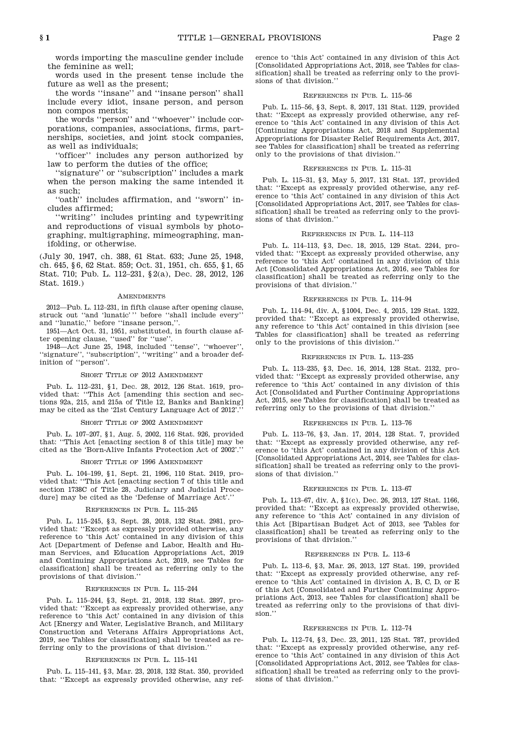words importing the masculine gender include the feminine as well;

words used in the present tense include the future as well as the present;

the words ''insane'' and ''insane person'' shall include every idiot, insane person, and person non compos mentis;

the words ''person'' and ''whoever'' include corporations, companies, associations, firms, partnerships, societies, and joint stock companies, as well as individuals;

''officer'' includes any person authorized by law to perform the duties of the office;

''signature'' or ''subscription'' includes a mark when the person making the same intended it as such;

''oath'' includes affirmation, and ''sworn'' includes affirmed;

''writing'' includes printing and typewriting and reproductions of visual symbols by photographing, multigraphing, mimeographing, manifolding, or otherwise.

(July 30, 1947, ch. 388, 61 Stat. 633; June 25, 1948, ch. 645, §6, 62 Stat. 859; Oct. 31, 1951, ch. 655, §1, 65 Stat. 710; Pub. L. 112–231, §2(a), Dec. 28, 2012, 126 Stat. 1619.)

### Amendments

2012—Pub. L. 112–231, in fifth clause after opening clause, struck out ''and 'lunatic' '' before ''shall include every'' and ''lunatic,'' before ''insane person,''.

1951—Act Oct. 31, 1951, substituted, in fourth clause after opening clause, ''used'' for ''use''.

1948—Act June 25, 1948, included ''tense'', ''whoever'', ''signature'', ''subscription'', ''writing'' and a broader definition of ''person''.

### Short Title of 2012 Amendment

Pub. L. 112–231, §1, Dec. 28, 2012, 126 Stat. 1619, provided that: ''This Act [amending this section and sections 92a, 215, and 215a of Title 12, Banks and Banking] may be cited as the '21st Century Language Act of 2012'.''

### Short Title of 2002 Amendment

Pub. L. 107–207, §1, Aug. 5, 2002, 116 Stat. 926, provided that: ''This Act [enacting section 8 of this title] may be cited as the 'Born-Alive Infants Protection Act of 2002'.''

### Short Title of 1996 Amendment

Pub. L. 104–199, §1, Sept. 21, 1996, 110 Stat. 2419, provided that: ''This Act [enacting section 7 of this title and section 1738C of Title 28, Judiciary and Judicial Procedure] may be cited as the 'Defense of Marriage Act'.''

### References in Pub. L. 115–245

Pub. L. 115–245, §3, Sept. 28, 2018, 132 Stat. 2981, provided that: ''Except as expressly provided otherwise, any reference to 'this Act' contained in any division of this Act [Department of Defense and Labor, Health and Human Services, and Education Appropriations Act, 2019 and Continuing Appropriations Act, 2019, see Tables for classification] shall be treated as referring only to the provisions of that division.''

### References in Pub. L. 115–244

Pub. L. 115–244, §3, Sept. 21, 2018, 132 Stat. 2897, provided that: ''Except as expressly provided otherwise, any reference to 'this Act' contained in any division of this Act [Energy and Water, Legislative Branch, and Military Construction and Veterans Affairs Appropriations Act, 2019, see Tables for classification] shall be treated as referring only to the provisions of that division.''

### References in Pub. L. 115–141

Pub. L. 115–141, §3, Mar. 23, 2018, 132 Stat. 350, provided that: ''Except as expressly provided otherwise, any reference to 'this Act' contained in any division of this Act [Consolidated Appropriations Act, 2018, see Tables for classification] shall be treated as referring only to the provisions of that division.''

### References in Pub. L. 115–56

Pub. L. 115–56, §3, Sept. 8, 2017, 131 Stat. 1129, provided that: ''Except as expressly provided otherwise, any reference to 'this Act' contained in any division of this Act [Continuing Appropriations Act, 2018 and Supplemental Appropriations for Disaster Relief Requirements Act, 2017, see Tables for classification] shall be treated as referring only to the provisions of that division.''

### References in Pub. L. 115–31

Pub. L. 115–31, §3, May 5, 2017, 131 Stat. 137, provided that: ''Except as expressly provided otherwise, any reference to 'this Act' contained in any division of this Act [Consolidated Appropriations Act, 2017, see Tables for classification] shall be treated as referring only to the provisions of that division.''

### References in Pub. L. 114–113

Pub. L. 114–113, §3, Dec. 18, 2015, 129 Stat. 2244, provided that: ''Except as expressly provided otherwise, any reference to 'this Act' contained in any division of this Act [Consolidated Appropriations Act, 2016, see Tables for classification] shall be treated as referring only to the provisions of that division.''

### References in Pub. L. 114–94

Pub. L. 114–94, div. A, §1004, Dec. 4, 2015, 129 Stat. 1322, provided that: ''Except as expressly provided otherwise, any reference to 'this Act' contained in this division [see Tables for classification] shall be treated as referring only to the provisions of this division.''

### References in Pub. L. 113–235

Pub. L. 113–235, §3, Dec. 16, 2014, 128 Stat. 2132, provided that: ''Except as expressly provided otherwise, any reference to 'this Act' contained in any division of this Act [Consolidated and Further Continuing Appropriations Act, 2015, see Tables for classification] shall be treated as referring only to the provisions of that division.''

### References in Pub. L. 113–76

Pub. L. 113–76, §3, Jan. 17, 2014, 128 Stat. 7, provided that: ''Except as expressly provided otherwise, any reference to 'this Act' contained in any division of this Act [Consolidated Appropriations Act, 2014, see Tables for classification] shall be treated as referring only to the provisions of that division.''

### References in Pub. L. 113–67

Pub. L. 113–67, div. A, §1(c), Dec. 26, 2013, 127 Stat. 1166, provided that: ''Except as expressly provided otherwise, any reference to 'this Act' contained in any division of this Act [Bipartisan Budget Act of 2013, see Tables for classification] shall be treated as referring only to the provisions of that division.''

### References in Pub. L. 113–6

Pub. L. 113–6, §3, Mar. 26, 2013, 127 Stat. 199, provided that: ''Except as expressly provided otherwise, any reference to 'this Act' contained in division A, B, C, D, or E of this Act [Consolidated and Further Continuing Appropriations Act, 2013, see Tables for classification] shall be treated as referring only to the provisions of that division.''

### References in Pub. L. 112–74

Pub. L. 112–74, §3, Dec. 23, 2011, 125 Stat. 787, provided that: ''Except as expressly provided otherwise, any reference to 'this Act' contained in any division of this Act [Consolidated Appropriations Act, 2012, see Tables for classification] shall be treated as referring only to the provisions of that division.''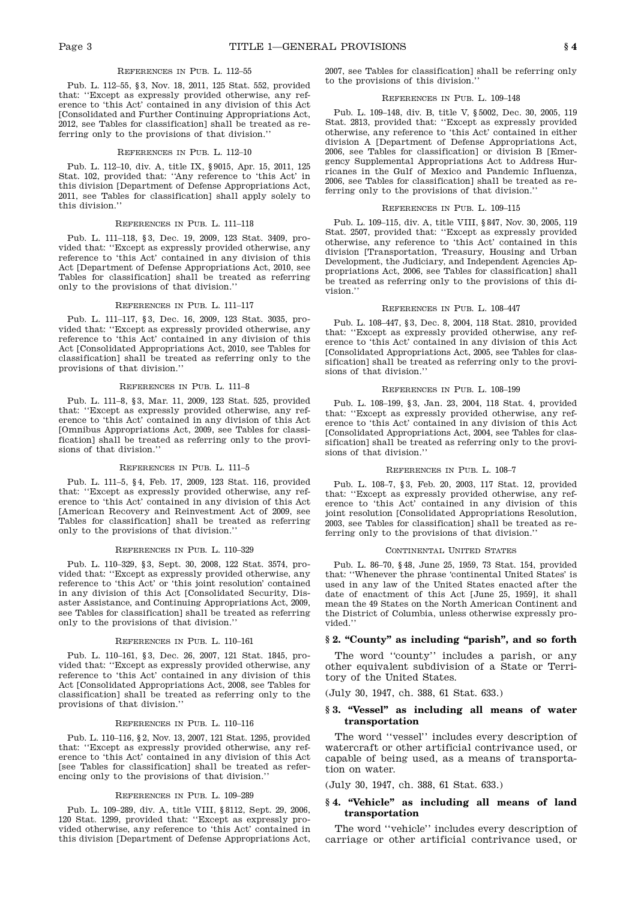#### References in Pub. L. 112–55

Pub. L. 112–55, §3, Nov. 18, 2011, 125 Stat. 552, provided that: ''Except as expressly provided otherwise, any reference to 'this Act' contained in any division of this Act [Consolidated and Further Continuing Appropriations Act, 2012, see Tables for classification] shall be treated as referring only to the provisions of that division.''

#### References in Pub. L. 112–10

Pub. L. 112–10, div. A, title IX, §9015, Apr. 15, 2011, 125 Stat. 102, provided that: ''Any reference to 'this Act' in this division [Department of Defense Appropriations Act, 2011, see Tables for classification] shall apply solely to this division.''

#### References in Pub. L. 111–118

Pub. L. 111–118, §3, Dec. 19, 2009, 123 Stat. 3409, provided that: ''Except as expressly provided otherwise, any reference to 'this Act' contained in any division of this Act [Department of Defense Appropriations Act, 2010, see Tables for classification] shall be treated as referring only to the provisions of that division.''

#### References in Pub. L. 111–117

Pub. L. 111–117, §3, Dec. 16, 2009, 123 Stat. 3035, provided that: ''Except as expressly provided otherwise, any reference to 'this Act' contained in any division of this Act [Consolidated Appropriations Act, 2010, see Tables for classification] shall be treated as referring only to the provisions of that division.''

#### References in Pub. L. 111–8

Pub. L. 111–8, §3, Mar. 11, 2009, 123 Stat. 525, provided that: ''Except as expressly provided otherwise, any reference to 'this Act' contained in any division of this Act [Omnibus Appropriations Act, 2009, see Tables for classification] shall be treated as referring only to the provisions of that division.''

#### References in Pub. L. 111–5

Pub. L. 111–5, §4, Feb. 17, 2009, 123 Stat. 116, provided that: ''Except as expressly provided otherwise, any reference to 'this Act' contained in any division of this Act [American Recovery and Reinvestment Act of 2009, see Tables for classification] shall be treated as referring only to the provisions of that division.''

#### References in Pub. L. 110–329

Pub. L. 110–329, §3, Sept. 30, 2008, 122 Stat. 3574, provided that: ''Except as expressly provided otherwise, any reference to 'this Act' or 'this joint resolution' contained in any division of this Act [Consolidated Security, Disaster Assistance, and Continuing Appropriations Act, 2009, see Tables for classification] shall be treated as referring only to the provisions of that division.''

#### References in Pub. L. 110–161

Pub. L. 110–161, §3, Dec. 26, 2007, 121 Stat. 1845, provided that: ''Except as expressly provided otherwise, any reference to 'this Act' contained in any division of this Act [Consolidated Appropriations Act, 2008, see Tables for classification] shall be treated as referring only to the provisions of that division.''

#### References in Pub. L. 110–116

Pub. L. 110–116, §2, Nov. 13, 2007, 121 Stat. 1295, provided that: ''Except as expressly provided otherwise, any reference to 'this Act' contained in any division of this Act [see Tables for classification] shall be treated as referencing only to the provisions of that division.''

#### References in Pub. L. 109–289

Pub. L. 109–289, div. A, title VIII, §8112, Sept. 29, 2006, 120 Stat. 1299, provided that: ''Except as expressly provided otherwise, any reference to 'this Act' contained in this division [Department of Defense Appropriations Act, 2007, see Tables for classification] shall be referring only to the provisions of this division.''

#### References in Pub. L. 109–148

Pub. L. 109–148, div. B, title V, §5002, Dec. 30, 2005, 119 Stat. 2813, provided that: ''Except as expressly provided otherwise, any reference to 'this Act' contained in either division A [Department of Defense Appropriations Act, 2006, see Tables for classification] or division B [Emergency Supplemental Appropriations Act to Address Hurricanes in the Gulf of Mexico and Pandemic Influenza, 2006, see Tables for classification] shall be treated as referring only to the provisions of that division.''

#### References in Pub. L. 109–115

Pub. L. 109–115, div. A, title VIII, §847, Nov. 30, 2005, 119 Stat. 2507, provided that: ''Except as expressly provided otherwise, any reference to 'this Act' contained in this division [Transportation, Treasury, Housing and Urban Development, the Judiciary, and Independent Agencies Appropriations Act, 2006, see Tables for classification] shall be treated as referring only to the provisions of this division.''

#### References in Pub. L. 108–447

Pub. L. 108–447, §3, Dec. 8, 2004, 118 Stat. 2810, provided that: ''Except as expressly provided otherwise, any reference to 'this Act' contained in any division of this Act [Consolidated Appropriations Act, 2005, see Tables for classification] shall be treated as referring only to the provisions of that division.''

#### References in Pub. L. 108–199

Pub. L. 108–199, §3, Jan. 23, 2004, 118 Stat. 4, provided that: ''Except as expressly provided otherwise, any reference to 'this Act' contained in any division of this Act [Consolidated Appropriations Act, 2004, see Tables for classification] shall be treated as referring only to the provisions of that division.''

#### References in Pub. L. 108–7

Pub. L. 108–7, §3, Feb. 20, 2003, 117 Stat. 12, provided that: ''Except as expressly provided otherwise, any reference to 'this Act' contained in any division of this joint resolution [Consolidated Appropriations Resolution, 2003, see Tables for classification] shall be treated as referring only to the provisions of that division.''

#### Continental United States

Pub. L. 86–70, §48, June 25, 1959, 73 Stat. 154, provided that: ''Whenever the phrase 'continental United States' is used in any law of the United States enacted after the date of enactment of this Act [June 25, 1959], it shall mean the 49 States on the North American Continent and the District of Columbia, unless otherwise expressly provided.''

### § 2. "County" as including "parish", and so forth

The word ''county'' includes a parish, or any other equivalent subdivision of a State or Territory of the United States.

(July 30, 1947, ch. 388, 61 Stat. 633.)

### § 3. "Vessel" as including all means of water transportation

The word ''vessel'' includes every description of watercraft or other artificial contrivance used, or capable of being used, as a means of transportation on water.

(July 30, 1947, ch. 388, 61 Stat. 633.)

### § 4. "Vehicle" as including all means of land transportation

The word ''vehicle'' includes every description of carriage or other artificial contrivance used, or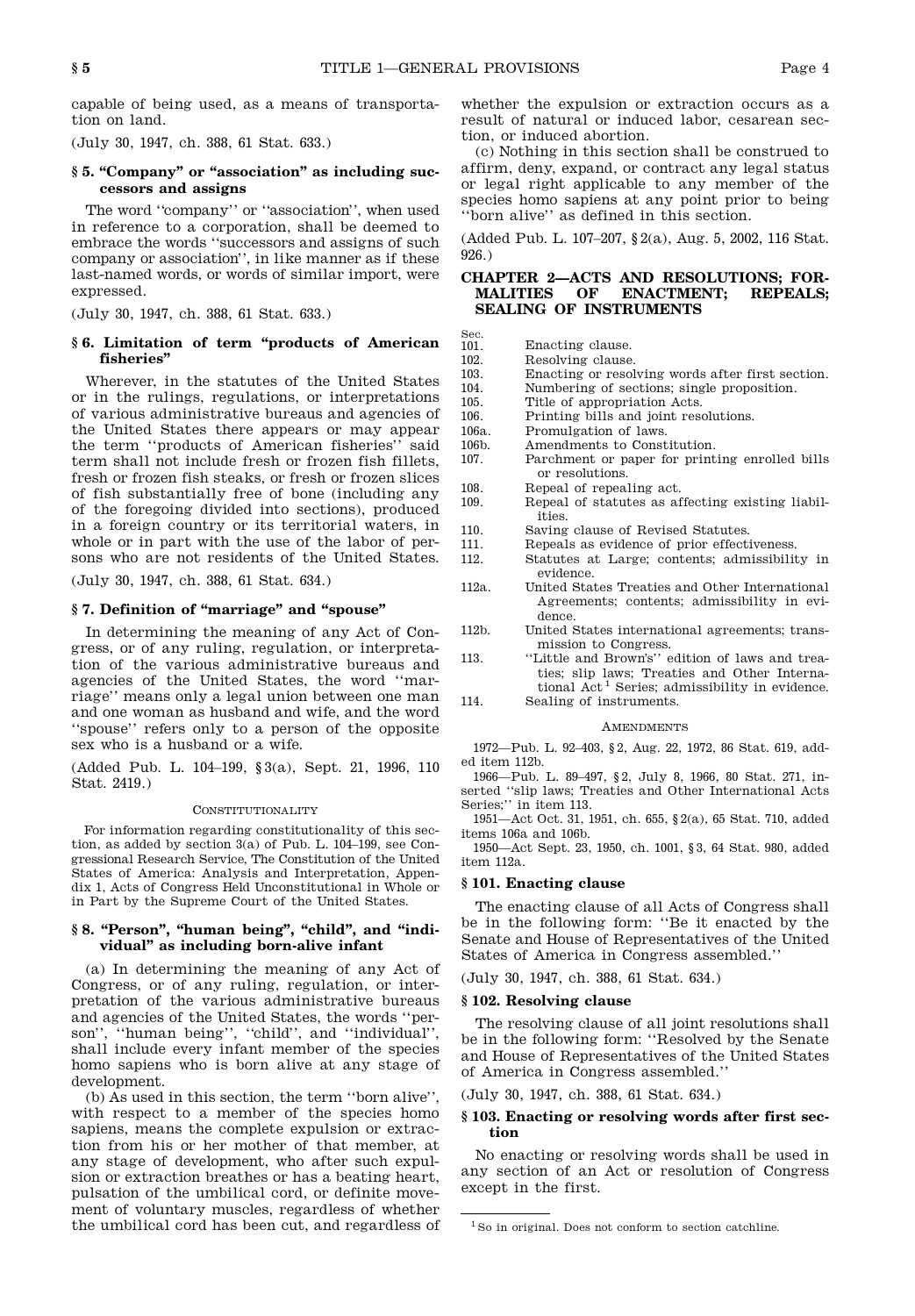capable of being used, as a means of transportation on land.

(July 30, 1947, ch. 388, 61 Stat. 633.)

### § 5. "Company" or "association" as including successors and assigns

The word ''company'' or ''association'', when used in reference to a corporation, shall be deemed to embrace the words ''successors and assigns of such company or association'', in like manner as if these last-named words, or words of similar import, were expressed.

(July 30, 1947, ch. 388, 61 Stat. 633.)

### § 6. Limitation of term "products of American fisheries"

Wherever, in the statutes of the United States or in the rulings, regulations, or interpretations of various administrative bureaus and agencies of the United States there appears or may appear the term ''products of American fisheries'' said term shall not include fresh or frozen fish fillets, fresh or frozen fish steaks, or fresh or frozen slices of fish substantially free of bone (including any of the foregoing divided into sections), produced in a foreign country or its territorial waters, in whole or in part with the use of the labor of persons who are not residents of the United States.

(July 30, 1947, ch. 388, 61 Stat. 634.)

### § 7. Definition of "marriage" and "spouse"

In determining the meaning of any Act of Congress, or of any ruling, regulation, or interpretation of the various administrative bureaus and agencies of the United States, the word ''marriage'' means only a legal union between one man and one woman as husband and wife, and the word ''spouse'' refers only to a person of the opposite sex who is a husband or a wife.

(Added Pub. L. 104–199, § 3(a), Sept. 21, 1996, 110 Stat. 2419.)

CONSTITUTIONALITY

For information regarding constitutionality of this section, as added by section 3(a) of Pub. L. 104–199, see Congressional Research Service, The Constitution of the United States of America: Analysis and Interpretation, Appendix 1, Acts of Congress Held Unconstitutional in Whole or in Part by the Supreme Court of the United States.

### § 8. "Person", "human being", "child", and "individual" as including born-alive infant

(a) In determining the meaning of any Act of Congress, or of any ruling, regulation, or interpretation of the various administrative bureaus and agencies of the United States, the words ''person'', ''human being'', ''child'', and ''individual'', shall include every infant member of the species homo sapiens who is born alive at any stage of development.

(b) As used in this section, the term ''born alive'', with respect to a member of the species homo sapiens, means the complete expulsion or extraction from his or her mother of that member, at any stage of development, who after such expulsion or extraction breathes or has a beating heart, pulsation of the umbilical cord, or definite movement of voluntary muscles, regardless of whether the umbilical cord has been cut, and regardless of whether the expulsion or extraction occurs as a result of natural or induced labor, cesarean section, or induced abortion.

(c) Nothing in this section shall be construed to affirm, deny, expand, or contract any legal status or legal right applicable to any member of the species homo sapiens at any point prior to being ''born alive'' as defined in this section.

(Added Pub. L. 107–207, § 2(a), Aug. 5, 2002, 116 Stat. 926.)

## CHAPTER 2—ACTS AND RESOLUTIONS; FORMALITIES OF ENACTMENT; REPEALS; SEALING OF INSTRUMENTS

| Sec. | |
|---|---|
| 101. | Enacting clause. |
| 102. | Resolving clause. |
| 103. | Enacting or resolving words after first section. |
| 104. | Numbering of sections; single proposition. |
| 105. | Title of appropriation Acts. |
| 106. | Printing bills and joint resolutions. |
| 106a. | Promulgation of laws. |
| 106b. | Amendments to Constitution. |
| 107. | Parchment or paper for printing enrolled bills or resolutions. |
| 108. | Repeal of repealing act. |
| 109. | Repeal of statutes as affecting existing liabilities. |
| 110. | Saving clause of Revised Statutes. |
| 111. | Repeals as evidence of prior effectiveness. |
| 112. | Statutes at Large; contents; admissibility in evidence. |
| 112a. | United States Treaties and Other International Agreements; contents; admissibility in evidence. |
| 112b. | United States international agreements; transmission to Congress. |
| 113. | ''Little and Brown's'' edition of laws and treaties; slip laws; Treaties and Other International Act[1] Series; admissibility in evidence. |
| 114. | Sealing of instruments. |

AMENDMENTS

1972—Pub. L. 92–403, § 2, Aug. 22, 1972, 86 Stat. 619, added item 112b.

1966—Pub. L. 89–497, § 2, July 8, 1966, 80 Stat. 271, inserted ''slip laws; Treaties and Other International Acts Series;'' in item 113.

1951—Act Oct. 31, 1951, ch. 655, § 2(a), 65 Stat. 710, added items 106a and 106b.

1950—Act Sept. 23, 1950, ch. 1001, § 3, 64 Stat. 980, added item 112a.

### § 101. Enacting clause

The enacting clause of all Acts of Congress shall be in the following form: ''Be it enacted by the Senate and House of Representatives of the United States of America in Congress assembled.''

(July 30, 1947, ch. 388, 61 Stat. 634.)

### § 102. Resolving clause

The resolving clause of all joint resolutions shall be in the following form: ''Resolved by the Senate and House of Representatives of the United States of America in Congress assembled.''

(July 30, 1947, ch. 388, 61 Stat. 634.)

### § 103. Enacting or resolving words after first section

No enacting or resolving words shall be used in any section of an Act or resolution of Congress except in the first.

[1] So in original. Does not conform to section catchline.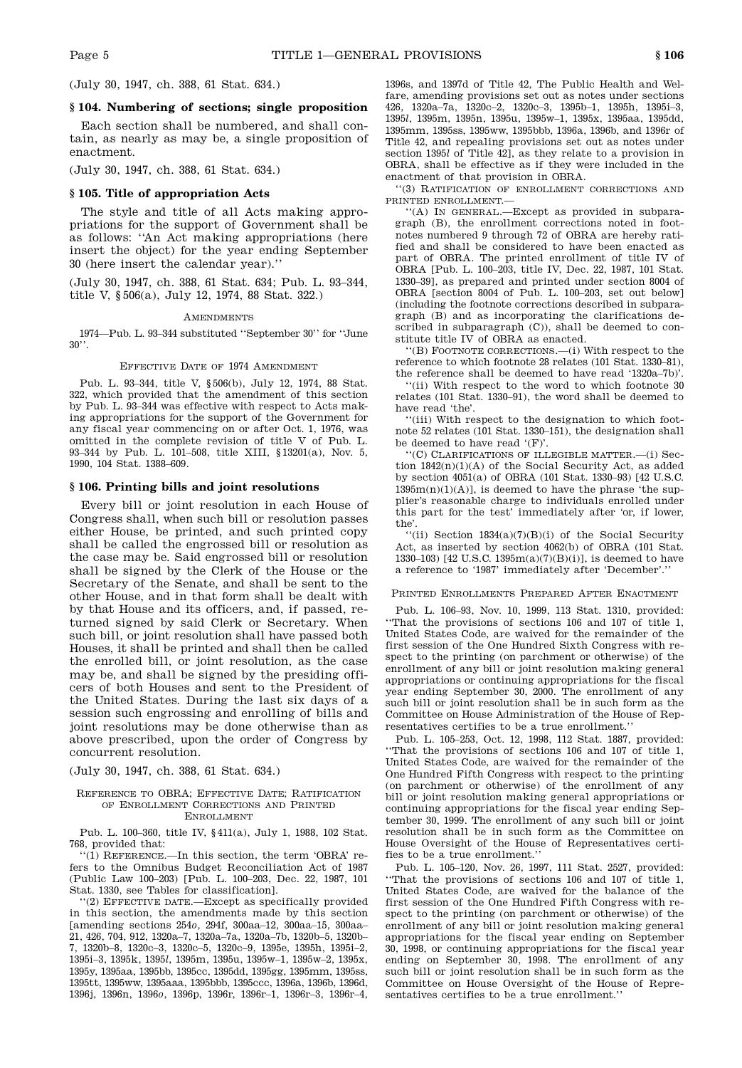(July 30, 1947, ch. 388, 61 Stat. 634.)

### § 104. Numbering of sections; single proposition

Each section shall be numbered, and shall contain, as nearly as may be, a single proposition of enactment.

(July 30, 1947, ch. 388, 61 Stat. 634.)

### § 105. Title of appropriation Acts

The style and title of all Acts making appropriations for the support of Government shall be as follows: ''An Act making appropriations (here insert the object) for the year ending September 30 (here insert the calendar year).''

(July 30, 1947, ch. 388, 61 Stat. 634; Pub. L. 93–344, title V, § 506(a), July 12, 1974, 88 Stat. 322.)

AMENDMENTS

1974—Pub. L. 93–344 substituted ''September 30'' for ''June 30''.

EFFECTIVE DATE OF 1974 AMENDMENT

Pub. L. 93–344, title V, § 506(b), July 12, 1974, 88 Stat. 322, which provided that the amendment of this section by Pub. L. 93–344 was effective with respect to Acts making appropriations for the support of the Government for any fiscal year commencing on or after Oct. 1, 1976, was omitted in the complete revision of title V of Pub. L. 93–344 by Pub. L. 101–508, title XIII, § 13201(a), Nov. 5, 1990, 104 Stat. 1388–609.

### § 106. Printing bills and joint resolutions

Every bill or joint resolution in each House of Congress shall, when such bill or resolution passes either House, be printed, and such printed copy shall be called the engrossed bill or resolution as the case may be. Said engrossed bill or resolution shall be signed by the Clerk of the House or the Secretary of the Senate, and shall be sent to the other House, and in that form shall be dealt with by that House and its officers, and, if passed, returned signed by said Clerk or Secretary. When such bill, or joint resolution shall have passed both Houses, it shall be printed and shall then be called the enrolled bill, or joint resolution, as the case may be, and shall be signed by the presiding officers of both Houses and sent to the President of the United States. During the last six days of a session such engrossing and enrolling of bills and joint resolutions may be done otherwise than as above prescribed, upon the order of Congress by concurrent resolution.

(July 30, 1947, ch. 388, 61 Stat. 634.)

REFERENCE TO OBRA; EFFECTIVE DATE; RATIFICATION OF ENROLLMENT CORRECTIONS AND PRINTED ENROLLMENT

Pub. L. 100–360, title IV, § 411(a), July 1, 1988, 102 Stat. 768, provided that:

''(1) REFERENCE.—In this section, the term 'OBRA' refers to the Omnibus Budget Reconciliation Act of 1987 (Public Law 100–203) [Pub. L. 100–203, Dec. 22, 1987, 101 Stat. 1330, see Tables for classification].

''(2) EFFECTIVE DATE.—Except as specifically provided in this section, the amendments made by this section [amending sections 254*o*, 294f, 300aa–12, 300aa–15, 300aa–21, 426, 704, 912, 1320a–7, 1320a–7a, 1320a–7b, 1320b–5, 1320b–7, 1320b–8, 1320c–3, 1320c–5, 1320c–9, 1395e, 1395h, 1395i–2, 1395i–3, 1395k, 1395*l*, 1395m, 1395u, 1395w–1, 1395w–2, 1395x, 1395y, 1395aa, 1395bb, 1395cc, 1395dd, 1395gg, 1395mm, 1395ss, 1395tt, 1395ww, 1395aaa, 1395bbb, 1395ccc, 1396a, 1396b, 1396d, 1396j, 1396n, 1396*o*, 1396p, 1396r, 1396r–1, 1396r–3, 1396r–4, 1396s, and 1397d of Title 42, The Public Health and Welfare, amending provisions set out as notes under sections 426, 1320a–7a, 1320c–2, 1320c–3, 1395b–1, 1395h, 1395i–3, 1395*l*, 1395m, 1395n, 1395u, 1395w–1, 1395x, 1395aa, 1395dd, 1395mm, 1395ss, 1395ww, 1395bbb, 1396a, 1396b, and 1396r of Title 42, and repealing provisions set out as notes under section 1395*l* of Title 42], as they relate to a provision in OBRA, shall be effective as if they were included in the enactment of that provision in OBRA.

''(3) RATIFICATION OF ENROLLMENT CORRECTIONS AND PRINTED ENROLLMENT.—

''(A) IN GENERAL.—Except as provided in subparagraph (B), the enrollment corrections noted in footnotes numbered 9 through 72 of OBRA are hereby ratified and shall be considered to have been enacted as part of OBRA. The printed enrollment of title IV of OBRA [Pub. L. 100–203, title IV, Dec. 22, 1987, 101 Stat. 1330–39], as prepared and printed under section 8004 of OBRA [section 8004 of Pub. L. 100–203, set out below] (including the footnote corrections described in subparagraph (B) and as incorporating the clarifications described in subparagraph (C)), shall be deemed to constitute title IV of OBRA as enacted.

''(B) FOOTNOTE CORRECTIONS.—(i) With respect to the reference to which footnote 28 relates (101 Stat. 1330–81), the reference shall be deemed to have read '1320a–7b)'.

''(ii) With respect to the word to which footnote 30 relates (101 Stat. 1330–91), the word shall be deemed to have read 'the'.

''(iii) With respect to the designation to which footnote 52 relates (101 Stat. 1330–151), the designation shall be deemed to have read '(F)'.

''(C) CLARIFICATIONS OF ILLEGIBLE MATTER.—(i) Section 1842(n)(1)(A) of the Social Security Act, as added by section 4051(a) of OBRA (101 Stat. 1330–93) [42 U.S.C. 1395m(n)(1)(A)], is deemed to have the phrase 'the supplier's reasonable charge to individuals enrolled under this part for the test' immediately after 'or, if lower, the'.

''(ii) Section 1834(a)(7)(B)(i) of the Social Security Act, as inserted by section 4062(b) of OBRA (101 Stat. 1330–103) [42 U.S.C. 1395m(a)(7)(B)(i)], is deemed to have a reference to '1987' immediately after 'December'.''

PRINTED ENROLLMENTS PREPARED AFTER ENACTMENT

Pub. L. 106–93, Nov. 10, 1999, 113 Stat. 1310, provided: ''That the provisions of sections 106 and 107 of title 1, United States Code, are waived for the remainder of the first session of the One Hundred Sixth Congress with respect to the printing (on parchment or otherwise) of the enrollment of any bill or joint resolution making general appropriations or continuing appropriations for the fiscal year ending September 30, 2000. The enrollment of any such bill or joint resolution shall be in such form as the Committee on House Administration of the House of Representatives certifies to be a true enrollment.''

Pub. L. 105–253, Oct. 12, 1998, 112 Stat. 1887, provided: ''That the provisions of sections 106 and 107 of title 1, United States Code, are waived for the remainder of the One Hundred Fifth Congress with respect to the printing (on parchment or otherwise) of the enrollment of any bill or joint resolution making general appropriations or continuing appropriations for the fiscal year ending September 30, 1999. The enrollment of any such bill or joint resolution shall be in such form as the Committee on House Oversight of the House of Representatives certifies to be a true enrollment.''

Pub. L. 105–120, Nov. 26, 1997, 111 Stat. 2527, provided: ''That the provisions of sections 106 and 107 of title 1, United States Code, are waived for the balance of the first session of the One Hundred Fifth Congress with respect to the printing (on parchment or otherwise) of the enrollment of any bill or joint resolution making general appropriations for the fiscal year ending on September 30, 1998, or continuing appropriations for the fiscal year ending on September 30, 1998. The enrollment of any such bill or joint resolution shall be in such form as the Committee on House Oversight of the House of Representatives certifies to be a true enrollment.''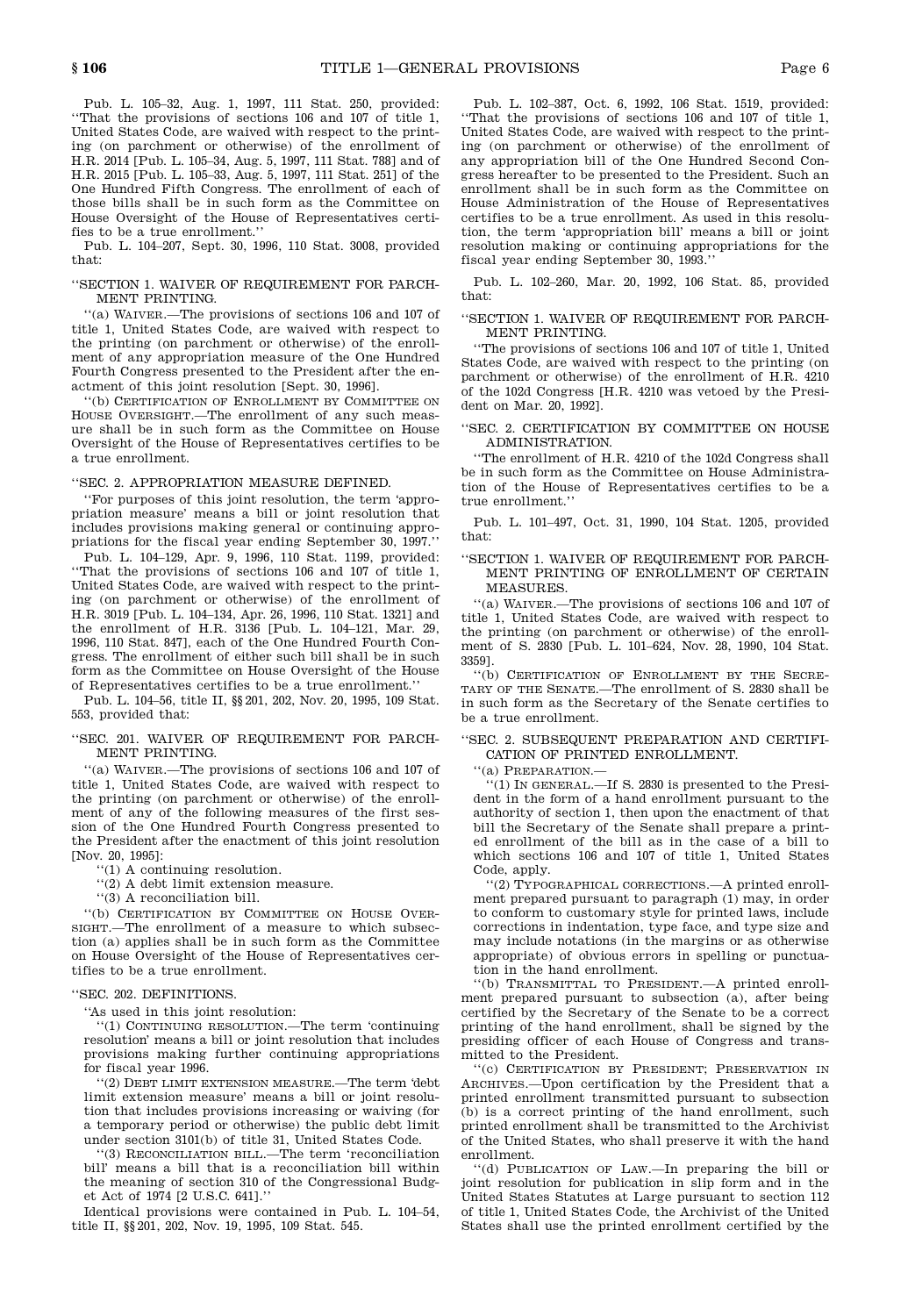Pub. L. 105–32, Aug. 1, 1997, 111 Stat. 250, provided: ''That the provisions of sections 106 and 107 of title 1, United States Code, are waived with respect to the printing (on parchment or otherwise) of the enrollment of H.R. 2014 [Pub. L. 105–34, Aug. 5, 1997, 111 Stat. 788] and of H.R. 2015 [Pub. L. 105–33, Aug. 5, 1997, 111 Stat. 251] of the One Hundred Fifth Congress. The enrollment of each of those bills shall be in such form as the Committee on House Oversight of the House of Representatives certifies to be a true enrollment.''

Pub. L. 104–207, Sept. 30, 1996, 110 Stat. 3008, provided that:

''SECTION 1. WAIVER OF REQUIREMENT FOR PARCHMENT PRINTING.

''(a) WAIVER.—The provisions of sections 106 and 107 of title 1, United States Code, are waived with respect to the printing (on parchment or otherwise) of the enrollment of any appropriation measure of the One Hundred Fourth Congress presented to the President after the enactment of this joint resolution [Sept. 30, 1996].

''(b) CERTIFICATION OF ENROLLMENT BY COMMITTEE ON HOUSE OVERSIGHT.—The enrollment of any such measure shall be in such form as the Committee on House Oversight of the House of Representatives certifies to be a true enrollment.

''SEC. 2. APPROPRIATION MEASURE DEFINED.

''For purposes of this joint resolution, the term 'appropriation measure' means a bill or joint resolution that includes provisions making general or continuing appropriations for the fiscal year ending September 30, 1997.''

Pub. L. 104–129, Apr. 9, 1996, 110 Stat. 1199, provided: ''That the provisions of sections 106 and 107 of title 1, United States Code, are waived with respect to the printing (on parchment or otherwise) of the enrollment of H.R. 3019 [Pub. L. 104–134, Apr. 26, 1996, 110 Stat. 1321] and the enrollment of H.R. 3136 [Pub. L. 104–121, Mar. 29, 1996, 110 Stat. 847], each of the One Hundred Fourth Congress. The enrollment of either such bill shall be in such form as the Committee on House Oversight of the House of Representatives certifies to be a true enrollment.''

Pub. L. 104–56, title II, §§ 201, 202, Nov. 20, 1995, 109 Stat. 553, provided that:

''SEC. 201. WAIVER OF REQUIREMENT FOR PARCHMENT PRINTING.

''(a) WAIVER.—The provisions of sections 106 and 107 of title 1, United States Code, are waived with respect to the printing (on parchment or otherwise) of the enrollment of any of the following measures of the first session of the One Hundred Fourth Congress presented to the President after the enactment of this joint resolution [Nov. 20, 1995]:

''(1) A continuing resolution.

''(2) A debt limit extension measure.

''(3) A reconciliation bill.

''(b) CERTIFICATION BY COMMITTEE ON HOUSE OVERSIGHT.—The enrollment of a measure to which subsection (a) applies shall be in such form as the Committee on House Oversight of the House of Representatives certifies to be a true enrollment.

''SEC. 202. DEFINITIONS.

''As used in this joint resolution:

''(1) CONTINUING RESOLUTION.—The term 'continuing resolution' means a bill or joint resolution that includes provisions making further continuing appropriations for fiscal year 1996.

''(2) DEBT LIMIT EXTENSION MEASURE.—The term 'debt limit extension measure' means a bill or joint resolution that includes provisions increasing or waiving (for a temporary period or otherwise) the public debt limit under section 3101(b) of title 31, United States Code.

''(3) RECONCILIATION BILL.—The term 'reconciliation bill' means a bill that is a reconciliation bill within the meaning of section 310 of the Congressional Budget Act of 1974 [2 U.S.C. 641].''

Identical provisions were contained in Pub. L. 104–54, title II, §§ 201, 202, Nov. 19, 1995, 109 Stat. 545.

Pub. L. 102–387, Oct. 6, 1992, 106 Stat. 1519, provided: ''That the provisions of sections 106 and 107 of title 1, United States Code, are waived with respect to the printing (on parchment or otherwise) of the enrollment of any appropriation bill of the One Hundred Second Congress hereafter to be presented to the President. Such an enrollment shall be in such form as the Committee on House Administration of the House of Representatives certifies to be a true enrollment. As used in this resolution, the term 'appropriation bill' means a bill or joint resolution making or continuing appropriations for the fiscal year ending September 30, 1993.''

Pub. L. 102–260, Mar. 20, 1992, 106 Stat. 85, provided that:

''SECTION 1. WAIVER OF REQUIREMENT FOR PARCHMENT PRINTING.

''The provisions of sections 106 and 107 of title 1, United States Code, are waived with respect to the printing (on parchment or otherwise) of the enrollment of H.R. 4210 of the 102d Congress [H.R. 4210 was vetoed by the President on Mar. 20, 1992].

''SEC. 2. CERTIFICATION BY COMMITTEE ON HOUSE ADMINISTRATION.

''The enrollment of H.R. 4210 of the 102d Congress shall be in such form as the Committee on House Administration of the House of Representatives certifies to be a true enrollment.''

Pub. L. 101–497, Oct. 31, 1990, 104 Stat. 1205, provided that:

''SECTION 1. WAIVER OF REQUIREMENT FOR PARCHMENT PRINTING OF ENROLLMENT OF CERTAIN MEASURES.

''(a) WAIVER.—The provisions of sections 106 and 107 of title 1, United States Code, are waived with respect to the printing (on parchment or otherwise) of the enrollment of S. 2830 [Pub. L. 101–624, Nov. 28, 1990, 104 Stat. 3359].

''(b) CERTIFICATION OF ENROLLMENT BY THE SECRETARY OF THE SENATE.—The enrollment of S. 2830 shall be in such form as the Secretary of the Senate certifies to be a true enrollment.

''SEC. 2. SUBSEQUENT PREPARATION AND CERTIFICATION OF PRINTED ENROLLMENT.

''(a) PREPARATION.—

''(1) IN GENERAL.—If S. 2830 is presented to the President in the form of a hand enrollment pursuant to the authority of section 1, then upon the enactment of that bill the Secretary of the Senate shall prepare a printed enrollment of the bill as in the case of a bill to which sections 106 and 107 of title 1, United States Code, apply.

''(2) TYPOGRAPHICAL CORRECTIONS.—A printed enrollment prepared pursuant to paragraph (1) may, in order to conform to customary style for printed laws, include corrections in indentation, type face, and type size and may include notations (in the margins or as otherwise appropriate) of obvious errors in spelling or punctuation in the hand enrollment.

''(b) TRANSMITTAL TO PRESIDENT.—A printed enrollment prepared pursuant to subsection (a), after being certified by the Secretary of the Senate to be a correct printing of the hand enrollment, shall be signed by the presiding officer of each House of Congress and transmitted to the President.

''(c) CERTIFICATION BY PRESIDENT; PRESERVATION IN ARCHIVES.—Upon certification by the President that a printed enrollment transmitted pursuant to subsection (b) is a correct printing of the hand enrollment, such printed enrollment shall be transmitted to the Archivist of the United States, who shall preserve it with the hand enrollment.

''(d) PUBLICATION OF LAW.—In preparing the bill or joint resolution for publication in slip form and in the United States Statutes at Large pursuant to section 112 of title 1, United States Code, the Archivist of the United States shall use the printed enrollment certified by the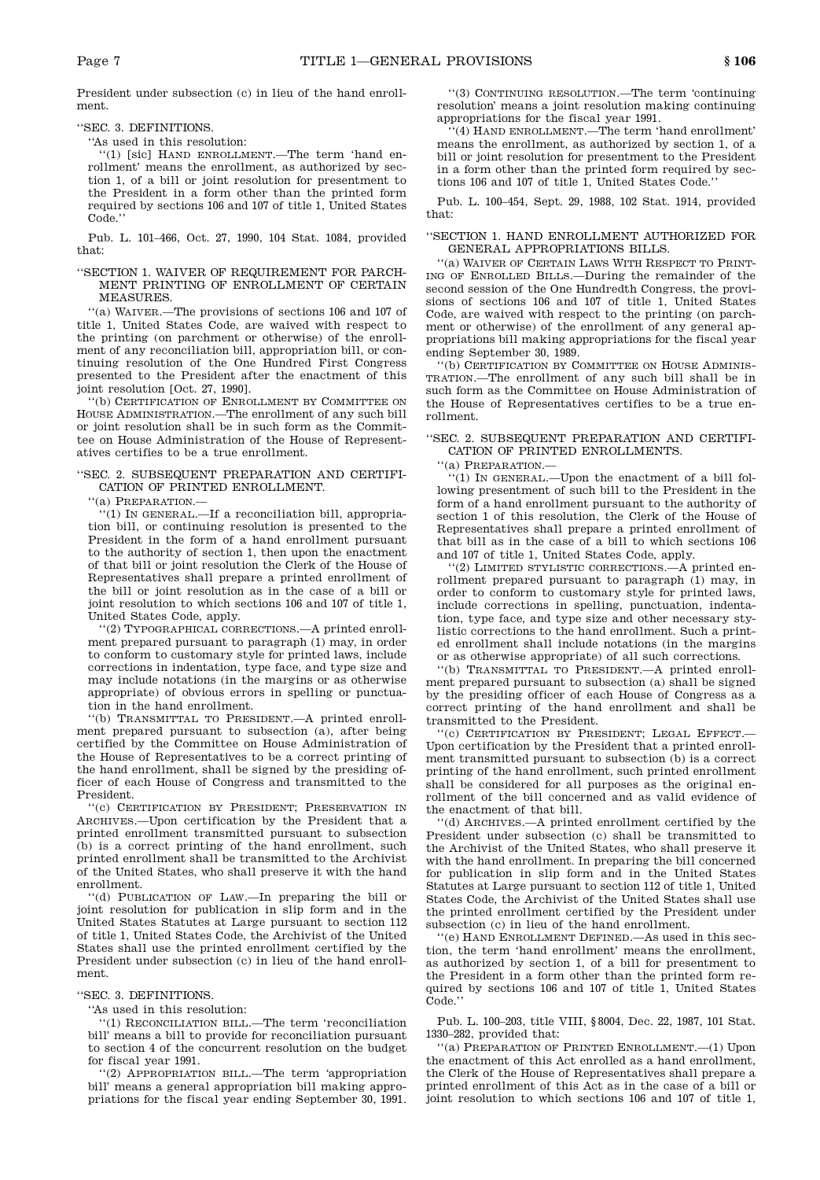President under subsection (c) in lieu of the hand enrollment.

''SEC. 3. DEFINITIONS.

''As used in this resolution:

''(1) [sic] HAND ENROLLMENT.—The term 'hand enrollment' means the enrollment, as authorized by section 1, of a bill or joint resolution for presentment to the President in a form other than the printed form required by sections 106 and 107 of title 1, United States Code.''

Pub. L. 101–466, Oct. 27, 1990, 104 Stat. 1084, provided that:

''SECTION 1. WAIVER OF REQUIREMENT FOR PARCHMENT PRINTING OF ENROLLMENT OF CERTAIN MEASURES.

''(a) WAIVER.—The provisions of sections 106 and 107 of title 1, United States Code, are waived with respect to the printing (on parchment or otherwise) of the enrollment of any reconciliation bill, appropriation bill, or continuing resolution of the One Hundred First Congress presented to the President after the enactment of this joint resolution [Oct. 27, 1990].

''(b) CERTIFICATION OF ENROLLMENT BY COMMITTEE ON HOUSE ADMINISTRATION.—The enrollment of any such bill or joint resolution shall be in such form as the Committee on House Administration of the House of Representatives certifies to be a true enrollment.

''SEC. 2. SUBSEQUENT PREPARATION AND CERTIFICATION OF PRINTED ENROLLMENT.

''(a) PREPARATION.—

''(1) IN GENERAL.—If a reconciliation bill, appropriation bill, or continuing resolution is presented to the President in the form of a hand enrollment pursuant to the authority of section 1, then upon the enactment of that bill or joint resolution the Clerk of the House of Representatives shall prepare a printed enrollment of the bill or joint resolution as in the case of a bill or joint resolution to which sections 106 and 107 of title 1, United States Code, apply.

''(2) TYPOGRAPHICAL CORRECTIONS.—A printed enrollment prepared pursuant to paragraph (1) may, in order to conform to customary style for printed laws, include corrections in indentation, type face, and type size and may include notations (in the margins or as otherwise appropriate) of obvious errors in spelling or punctuation in the hand enrollment.

''(b) TRANSMITTAL TO PRESIDENT.—A printed enrollment prepared pursuant to subsection (a), after being certified by the Committee on House Administration of the House of Representatives to be a correct printing of the hand enrollment, shall be signed by the presiding officer of each House of Congress and transmitted to the President.

''(c) CERTIFICATION BY PRESIDENT; PRESERVATION IN ARCHIVES.—Upon certification by the President that a printed enrollment transmitted pursuant to subsection (b) is a correct printing of the hand enrollment, such printed enrollment shall be transmitted to the Archivist of the United States, who shall preserve it with the hand enrollment.

''(d) PUBLICATION OF LAW.—In preparing the bill or joint resolution for publication in slip form and in the United States Statutes at Large pursuant to section 112 of title 1, United States Code, the Archivist of the United States shall use the printed enrollment certified by the President under subsection (c) in lieu of the hand enrollment.

''SEC. 3. DEFINITIONS.

''As used in this resolution:

''(1) RECONCILIATION BILL.—The term 'reconciliation bill' means a bill to provide for reconciliation pursuant to section 4 of the concurrent resolution on the budget for fiscal year 1991.

''(2) APPROPRIATION BILL.—The term 'appropriation bill' means a general appropriation bill making appropriations for the fiscal year ending September 30, 1991.

''(3) CONTINUING RESOLUTION.—The term 'continuing resolution' means a joint resolution making continuing appropriations for the fiscal year 1991.

''(4) HAND ENROLLMENT.—The term 'hand enrollment' means the enrollment, as authorized by section 1, of a bill or joint resolution for presentment to the President in a form other than the printed form required by sections 106 and 107 of title 1, United States Code.''

Pub. L. 100–454, Sept. 29, 1988, 102 Stat. 1914, provided that:

''SECTION 1. HAND ENROLLMENT AUTHORIZED FOR GENERAL APPROPRIATIONS BILLS.

''(a) WAIVER OF CERTAIN LAWS WITH RESPECT TO PRINTING OF ENROLLED BILLS.—During the remainder of the second session of the One Hundredth Congress, the provisions of sections 106 and 107 of title 1, United States Code, are waived with respect to the printing (on parchment or otherwise) of the enrollment of any general appropriations bill making appropriations for the fiscal year ending September 30, 1989.

''(b) CERTIFICATION BY COMMITTEE ON HOUSE ADMINISTRATION.—The enrollment of any such bill shall be in such form as the Committee on House Administration of the House of Representatives certifies to be a true enrollment.

''SEC. 2. SUBSEQUENT PREPARATION AND CERTIFICATION OF PRINTED ENROLLMENTS.

''(a) PREPARATION.—

''(1) IN GENERAL.—Upon the enactment of a bill following presentment of such bill to the President in the form of a hand enrollment pursuant to the authority of section 1 of this resolution, the Clerk of the House of Representatives shall prepare a printed enrollment of that bill as in the case of a bill to which sections 106 and 107 of title 1, United States Code, apply.

''(2) LIMITED STYLISTIC CORRECTIONS.—A printed enrollment prepared pursuant to paragraph (1) may, in order to conform to customary style for printed laws, include corrections in spelling, punctuation, indentation, type face, and type size and other necessary stylistic corrections to the hand enrollment. Such a printed enrollment shall include notations (in the margins or as otherwise appropriate) of all such corrections.

''(b) TRANSMITTAL TO PRESIDENT.—A printed enrollment prepared pursuant to subsection (a) shall be signed by the presiding officer of each House of Congress as a correct printing of the hand enrollment and shall be transmitted to the President.

''(c) CERTIFICATION BY PRESIDENT; LEGAL EFFECT.—Upon certification by the President that a printed enrollment transmitted pursuant to subsection (b) is a correct printing of the hand enrollment, such printed enrollment shall be considered for all purposes as the original enrollment of the bill concerned and as valid evidence of the enactment of that bill.

''(d) ARCHIVES.—A printed enrollment certified by the President under subsection (c) shall be transmitted to the Archivist of the United States, who shall preserve it with the hand enrollment. In preparing the bill concerned for publication in slip form and in the United States Statutes at Large pursuant to section 112 of title 1, United States Code, the Archivist of the United States shall use the printed enrollment certified by the President under subsection (c) in lieu of the hand enrollment.

''(e) HAND ENROLLMENT DEFINED.—As used in this section, the term 'hand enrollment' means the enrollment, as authorized by section 1, of a bill for presentment to the President in a form other than the printed form required by sections 106 and 107 of title 1, United States Code.''

Pub. L. 100–203, title VIII, §8004, Dec. 22, 1987, 101 Stat. 1330–282, provided that:

''(a) PREPARATION OF PRINTED ENROLLMENT.—(1) Upon the enactment of this Act enrolled as a hand enrollment, the Clerk of the House of Representatives shall prepare a printed enrollment of this Act as in the case of a bill or joint resolution to which sections 106 and 107 of title 1,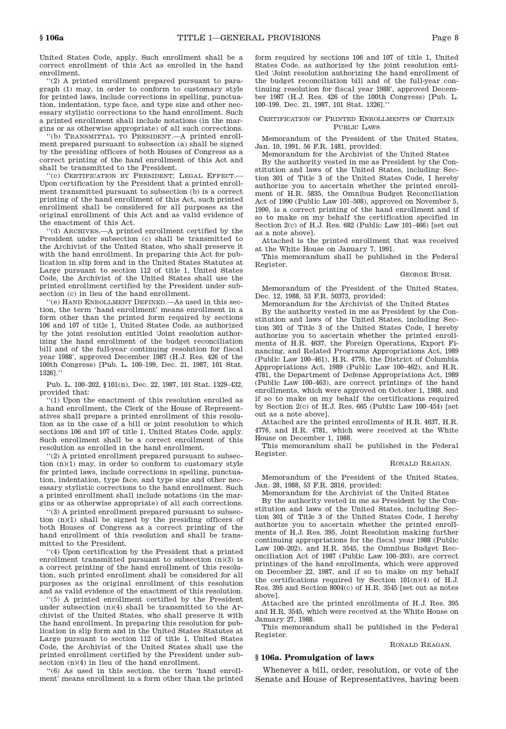United States Code, apply. Such enrollment shall be a correct enrollment of this Act as enrolled in the hand enrollment.

''(2) A printed enrollment prepared pursuant to paragraph (1) may, in order to conform to customary style for printed laws, include corrections in spelling, punctuation, indentation, type face, and type size and other necessary stylistic corrections to the hand enrollment. Such a printed enrollment shall include notations (in the margins or as otherwise appropriate) of all such corrections.

''(b) TRANSMITTAL TO PRESIDENT.—A printed enrollment prepared pursuant to subsection (a) shall be signed by the presiding officers of both Houses of Congress as a correct printing of the hand enrollment of this Act and shall be transmitted to the President.

''(c) CERTIFICATION BY PRESIDENT; LEGAL EFFECT.—Upon certification by the President that a printed enrollment transmitted pursuant to subsection (b) is a correct printing of the hand enrollment of this Act, such printed enrollment shall be considered for all purposes as the original enrollment of this Act and as valid evidence of the enactment of this Act.

''(d) ARCHIVES.—A printed enrollment certified by the President under subsection (c) shall be transmitted to the Archivist of the United States, who shall preserve it with the hand enrollment. In preparing this Act for publication in slip form and in the United States Statutes at Large pursuant to section 112 of title 1, United States Code, the Archivist of the United States shall use the printed enrollment certified by the President under subsection (c) in lieu of the hand enrollment.

''(e) HAND ENROLLMENT DEFINED.—As used in this section, the term 'hand enrollment' means enrollment in a form other than the printed form required by sections 106 and 107 of title 1, United States Code, as authorized by the joint resolution entitled 'Joint resolution authorizing the hand enrollment of the budget reconciliation bill and of the full-year continuing resolution for fiscal year 1988', approved December 1987 (H.J. Res. 426 of the 100th Congress) [Pub. L. 100–199, Dec. 21, 1987, 101 Stat. 1326].''

Pub. L. 100–202, §101(n), Dec. 22, 1987, 101 Stat. 1329–432, provided that:

''(1) Upon the enactment of this resolution enrolled as a hand enrollment, the Clerk of the House of Representatives shall prepare a printed enrollment of this resolution as in the case of a bill or joint resolution to which sections 106 and 107 of title 1, United States Code, apply. Such enrollment shall be a correct enrollment of this resolution as enrolled in the hand enrollment.

''(2) A printed enrollment prepared pursuant to subsection (n)(1) may, in order to conform to customary style for printed laws, include corrections in spelling, punctuation, indentation, type face, and type size and other necessary stylistic corrections to the hand enrollment. Such a printed enrollment shall include notations (in the margins or as otherwise appropriate) of all such corrections.

''(3) A printed enrollment prepared pursuant to subsection (n)(1) shall be signed by the presiding officers of both Houses of Congress as a correct printing of the hand enrollment of this resolution and shall be transmitted to the President.

''(4) Upon certification by the President that a printed enrollment transmitted pursuant to subsection (n)(3) is a correct printing of the hand enrollment of this resolution, such printed enrollment shall be considered for all purposes as the original enrollment of this resolution and as valid evidence of the enactment of this resolution.

''(5) A printed enrollment certified by the President under subsection (n)(4) shall be transmitted to the Archivist of the United States, who shall preserve it with the hand enrollment. In preparing this resolution for publication in slip form and in the United States Statutes at Large pursuant to section 112 of title 1, United States Code, the Archivist of the United States shall use the printed enrollment certified by the President under subsection (n)(4) in lieu of the hand enrollment.

''(6) As used in this section, the term 'hand enrollment' means enrollment in a form other than the printed form required by sections 106 and 107 of title 1, United States Code, as authorized by the joint resolution entitled 'Joint resolution authorizing the hand enrollment of the budget reconciliation bill and of the full-year continuing resolution for fiscal year 1988', approved December 1987 (H.J. Res. 426 of the 100th Congress) [Pub. L. 100–199, Dec. 21, 1987, 101 Stat. 1326].''

CERTIFICATION OF PRINTED ENROLLMENTS OF CERTAIN PUBLIC LAWS

Memorandum of the President of the United States, Jan. 10, 1991, 56 F.R. 1481, provided:

Memorandum for the Archivist of the United States

By the authority vested in me as President by the Constitution and laws of the United States, including Section 301 of Title 3 of the United States Code, I hereby authorize you to ascertain whether the printed enrollment of H.R. 5835, the Omnibus Budget Reconciliation Act of 1990 (Public Law 101–508), approved on November 5, 1990, is a correct printing of the hand enrollment and if so to make on my behalf the certification specified in Section 2(c) of H.J. Res. 682 (Public Law 101–466) [set out as a note above].

Attached is the printed enrollment that was received at the White House on January 7, 1991.

This memorandum shall be published in the Federal Register.

GEORGE BUSH.

Memorandum of the President of the United States, Dec. 12, 1988, 53 F.R. 50373, provided:

Memorandum for the Archivist of the United States

By the authority vested in me as President by the Constitution and laws of the United States, including Section 301 of Title 3 of the United States Code, I hereby authorize you to ascertain whether the printed enrollments of H.R. 4637, the Foreign Operations, Export Financing, and Related Programs Appropriations Act, 1989 (Public Law 100–461), H.R. 4776, the District of Columbia Appropriations Act, 1989 (Public Law 100–462), and H.R. 4781, the Department of Defense Appropriations Act, 1989 (Public Law 100–463), are correct printings of the hand enrollments, which were approved on October 1, 1988, and if so to make on my behalf the certifications required by Section 2(c) of H.J. Res. 665 (Public Law 100–454) [set out as a note above].

Attached are the printed enrollments of H.R. 4637, H.R. 4776, and H.R. 4781, which were received at the White House on December 1, 1988.

This memorandum shall be published in the Federal Register.

RONALD REAGAN.

Memorandum of the President of the United States, Jan. 28, 1988, 53 F.R. 2816, provided:

Memorandum for the Archivist of the United States

By the authority vested in me as President by the Constitution and laws of the United States, including Section 301 of Title 3 of the United States Code, I hereby authorize you to ascertain whether the printed enrollments of H.J. Res. 395, Joint Resolution making further continuing appropriations for the fiscal year 1988 (Public Law 100–202), and H.R. 3545, the Omnibus Budget Reconciliation Act of 1987 (Public Law 100–203), are correct printings of the hand enrollments, which were approved on December 22, 1987, and if so to make on my behalf the certifications required by Section 101(n)(4) of H.J. Res. 395 and Section 8004(c) of H.R. 3545 [set out as notes above].

Attached are the printed enrollments of H.J. Res. 395 and H.R. 3545, which were received at the White House on January 27, 1988.

This memorandum shall be published in the Federal Register.

RONALD REAGAN.

## § 106a. Promulgation of laws

Whenever a bill, order, resolution, or vote of the Senate and House of Representatives, having been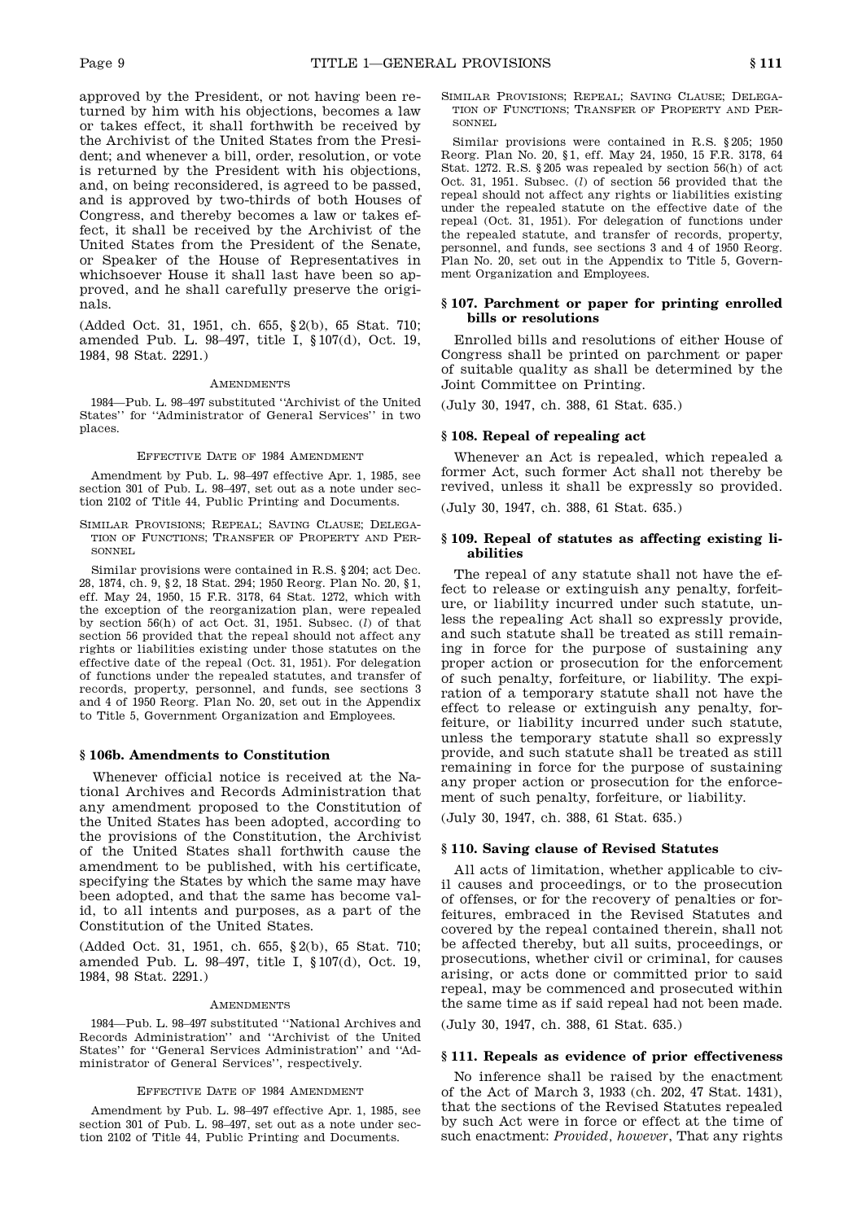approved by the President, or not having been returned by him with his objections, becomes a law or takes effect, it shall forthwith be received by the Archivist of the United States from the President; and whenever a bill, order, resolution, or vote is returned by the President with his objections, and, on being reconsidered, is agreed to be passed, and is approved by two-thirds of both Houses of Congress, and thereby becomes a law or takes effect, it shall be received by the Archivist of the United States from the President of the Senate, or Speaker of the House of Representatives in whichsoever House it shall last have been so approved, and he shall carefully preserve the originals.

(Added Oct. 31, 1951, ch. 655, §2(b), 65 Stat. 710; amended Pub. L. 98–497, title I, §107(d), Oct. 19, 1984, 98 Stat. 2291.)

AMENDMENTS

1984—Pub. L. 98–497 substituted ''Archivist of the United States'' for ''Administrator of General Services'' in two places.

EFFECTIVE DATE OF 1984 AMENDMENT

Amendment by Pub. L. 98–497 effective Apr. 1, 1985, see section 301 of Pub. L. 98–497, set out as a note under section 2102 of Title 44, Public Printing and Documents.

SIMILAR PROVISIONS; REPEAL; SAVING CLAUSE; DELEGATION OF FUNCTIONS; TRANSFER OF PROPERTY AND PERSONNEL

Similar provisions were contained in R.S. §204; act Dec. 28, 1874, ch. 9, §2, 18 Stat. 294; 1950 Reorg. Plan No. 20, §1, eff. May 24, 1950, 15 F.R. 3178, 64 Stat. 1272, which with the exception of the reorganization plan, were repealed by section 56(h) of act Oct. 31, 1951. Subsec. (*l*) of that section 56 provided that the repeal should not affect any rights or liabilities existing under those statutes on the effective date of the repeal (Oct. 31, 1951). For delegation of functions under the repealed statutes, and transfer of records, property, personnel, and funds, see sections 3 and 4 of 1950 Reorg. Plan No. 20, set out in the Appendix to Title 5, Government Organization and Employees.

### § 106b. Amendments to Constitution

Whenever official notice is received at the National Archives and Records Administration that any amendment proposed to the Constitution of the United States has been adopted, according to the provisions of the Constitution, the Archivist of the United States shall forthwith cause the amendment to be published, with his certificate, specifying the States by which the same may have been adopted, and that the same has become valid, to all intents and purposes, as a part of the Constitution of the United States.

(Added Oct. 31, 1951, ch. 655, §2(b), 65 Stat. 710; amended Pub. L. 98–497, title I, §107(d), Oct. 19, 1984, 98 Stat. 2291.)

AMENDMENTS

1984—Pub. L. 98–497 substituted ''National Archives and Records Administration'' and ''Archivist of the United States'' for ''General Services Administration'' and ''Administrator of General Services'', respectively.

EFFECTIVE DATE OF 1984 AMENDMENT

Amendment by Pub. L. 98–497 effective Apr. 1, 1985, see section 301 of Pub. L. 98–497, set out as a note under section 2102 of Title 44, Public Printing and Documents.

SIMILAR PROVISIONS; REPEAL; SAVING CLAUSE; DELEGATION OF FUNCTIONS; TRANSFER OF PROPERTY AND PERSONNEL

Similar provisions were contained in R.S. §205; 1950 Reorg. Plan No. 20, §1, eff. May 24, 1950, 15 F.R. 3178, 64 Stat. 1272. R.S. §205 was repealed by section 56(h) of act Oct. 31, 1951. Subsec. (*l*) of section 56 provided that the repeal should not affect any rights or liabilities existing under the repealed statute on the effective date of the repeal (Oct. 31, 1951). For delegation of functions under the repealed statute, and transfer of records, property, personnel, and funds, see sections 3 and 4 of 1950 Reorg. Plan No. 20, set out in the Appendix to Title 5, Government Organization and Employees.

### § 107. Parchment or paper for printing enrolled bills or resolutions

Enrolled bills and resolutions of either House of Congress shall be printed on parchment or paper of suitable quality as shall be determined by the Joint Committee on Printing.

(July 30, 1947, ch. 388, 61 Stat. 635.)

### § 108. Repeal of repealing act

Whenever an Act is repealed, which repealed a former Act, such former Act shall not thereby be revived, unless it shall be expressly so provided.

(July 30, 1947, ch. 388, 61 Stat. 635.)

### § 109. Repeal of statutes as affecting existing liabilities

The repeal of any statute shall not have the effect to release or extinguish any penalty, forfeiture, or liability incurred under such statute, unless the repealing Act shall so expressly provide, and such statute shall be treated as still remaining in force for the purpose of sustaining any proper action or prosecution for the enforcement of such penalty, forfeiture, or liability. The expiration of a temporary statute shall not have the effect to release or extinguish any penalty, forfeiture, or liability incurred under such statute, unless the temporary statute shall so expressly provide, and such statute shall be treated as still remaining in force for the purpose of sustaining any proper action or prosecution for the enforcement of such penalty, forfeiture, or liability.

(July 30, 1947, ch. 388, 61 Stat. 635.)

### § 110. Saving clause of Revised Statutes

All acts of limitation, whether applicable to civil causes and proceedings, or to the prosecution of offenses, or for the recovery of penalties or forfeitures, embraced in the Revised Statutes and covered by the repeal contained therein, shall not be affected thereby, but all suits, proceedings, or prosecutions, whether civil or criminal, for causes arising, or acts done or committed prior to said repeal, may be commenced and prosecuted within the same time as if said repeal had not been made.

(July 30, 1947, ch. 388, 61 Stat. 635.)

### § 111. Repeals as evidence of prior effectiveness

No inference shall be raised by the enactment of the Act of March 3, 1933 (ch. 202, 47 Stat. 1431), that the sections of the Revised Statutes repealed by such Act were in force or effect at the time of such enactment: *Provided*, *however*, That any rights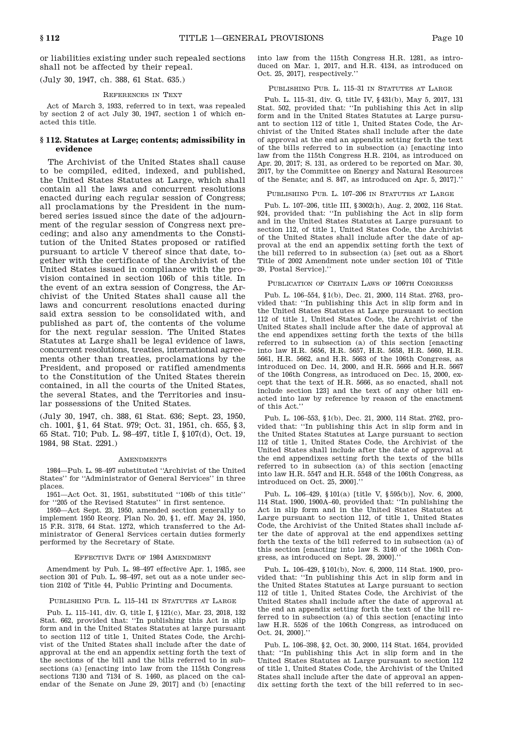or liabilities existing under such repealed sections shall not be affected by their repeal.

(July 30, 1947, ch. 388, 61 Stat. 635.)

REFERENCES IN TEXT

Act of March 3, 1933, referred to in text, was repealed by section 2 of act July 30, 1947, section 1 of which enacted this title.

### § 112. Statutes at Large; contents; admissibility in evidence

The Archivist of the United States shall cause to be compiled, edited, indexed, and published, the United States Statutes at Large, which shall contain all the laws and concurrent resolutions enacted during each regular session of Congress; all proclamations by the President in the numbered series issued since the date of the adjournment of the regular session of Congress next preceding; and also any amendments to the Constitution of the United States proposed or ratified pursuant to article V thereof since that date, together with the certificate of the Archivist of the United States issued in compliance with the provision contained in section 106b of this title. In the event of an extra session of Congress, the Archivist of the United States shall cause all the laws and concurrent resolutions enacted during said extra session to be consolidated with, and published as part of, the contents of the volume for the next regular session. The United States Statutes at Large shall be legal evidence of laws, concurrent resolutions, treaties, international agreements other than treaties, proclamations by the President, and proposed or ratified amendments to the Constitution of the United States therein contained, in all the courts of the United States, the several States, and the Territories and insular possessions of the United States.

(July 30, 1947, ch. 388, 61 Stat. 636; Sept. 23, 1950, ch. 1001, §1, 64 Stat. 979; Oct. 31, 1951, ch. 655, §3, 65 Stat. 710; Pub. L. 98–497, title I, §107(d), Oct. 19, 1984, 98 Stat. 2291.)

AMENDMENTS

1984—Pub. L. 98–497 substituted "Archivist of the United States" for "Administrator of General Services" in three places.

1951—Act Oct. 31, 1951, substituted "106b of this title" for "205 of the Revised Statutes" in first sentence.

1950—Act Sept. 23, 1950, amended section generally to implement 1950 Reorg. Plan No. 20, §1, eff. May 24, 1950, 15 F.R. 3178, 64 Stat. 1272, which transferred to the Administrator of General Services certain duties formerly performed by the Secretary of State.

EFFECTIVE DATE OF 1984 AMENDMENT

Amendment by Pub. L. 98–497 effective Apr. 1, 1985, see section 301 of Pub. L. 98–497, set out as a note under section 2102 of Title 44, Public Printing and Documents.

PUBLISHING PUB. L. 115–141 IN STATUTES AT LARGE

Pub. L. 115–141, div. G, title I, §121(c), Mar. 23, 2018, 132 Stat. 662, provided that: "In publishing this Act in slip form and in the United States Statutes at large pursuant to section 112 of title 1, United States Code, the Archivist of the United States shall include after the date of approval at the end an appendix setting forth the text of the sections of the bill and the bills referred to in subsections (a) [enacting into law from the 115th Congress sections 7130 and 7134 of S. 1460, as placed on the calendar of the Senate on June 29, 2017] and (b) [enacting into law from the 115th Congress H.R. 1281, as introduced on Mar. 1, 2017, and H.R. 4134, as introduced on Oct. 25, 2017], respectively."

PUBLISHING PUB. L. 115–31 IN STATUTES AT LARGE

Pub. L. 115–31, div. G, title IV, §431(b), May 5, 2017, 131 Stat. 502, provided that: "In publishing this Act in slip form and in the United States Statutes at Large pursuant to section 112 of title 1, United States Code, the Archivist of the United States shall include after the date of approval at the end an appendix setting forth the text of the bills referred to in subsection (a) [enacting into law from the 115th Congress H.R. 2104, as introduced on Apr. 20, 2017; S. 131, as ordered to be reported on Mar. 30, 2017, by the Committee on Energy and Natural Resources of the Senate; and S. 847, as introduced on Apr. 5, 2017]."

PUBLISHING PUB. L. 107–206 IN STATUTES AT LARGE

Pub. L. 107–206, title III, §3002(h), Aug. 2, 2002, 116 Stat. 924, provided that: "In publishing the Act in slip form and in the United States Statutes at Large pursuant to section 112, of title 1, United States Code, the Archivist of the United States shall include after the date of approval at the end an appendix setting forth the text of the bill referred to in subsection (a) [set out as a Short Title of 2002 Amendment note under section 101 of Title 39, Postal Service]."

PUBLICATION OF CERTAIN LAWS OF 106TH CONGRESS

Pub. L. 106–554, §1(b), Dec. 21, 2000, 114 Stat. 2763, provided that: "In publishing this Act in slip form and in the United States Statutes at Large pursuant to section 112 of title 1, United States Code, the Archivist of the United States shall include after the date of approval at the end appendixes setting forth the texts of the bills referred to in subsection (a) of this section [enacting into law H.R. 5656, H.R. 5657, H.R. 5658, H.R. 5660, H.R. 5661, H.R. 5662, and H.R. 5663 of the 106th Congress, as introduced on Dec. 14, 2000, and H.R. 5666 and H.R. 5667 of the 106th Congress, as introduced on Dec. 15, 2000, except that the text of H.R. 5666, as so enacted, shall not include section 123] and the text of any other bill enacted into law by reference by reason of the enactment of this Act."

Pub. L. 106–553, §1(b), Dec. 21, 2000, 114 Stat. 2762, provided that: "In publishing this Act in slip form and in the United States Statutes at Large pursuant to section 112 of title 1, United States Code, the Archivist of the United States shall include after the date of approval at the end appendixes setting forth the texts of the bills referred to in subsection (a) of this section [enacting into law H.R. 5547 and H.R. 5548 of the 106th Congress, as introduced on Oct. 25, 2000]."

Pub. L. 106–429, §101(a) [title V, §595(b)], Nov. 6, 2000, 114 Stat. 1900, 1900A–60, provided that: "In publishing the Act in slip form and in the United States Statutes at Large pursuant to section 112, of title 1, United States Code, the Archivist of the United States shall include after the date of approval at the end appendixes setting forth the texts of the bill referred to in subsection (a) of this section [enacting into law S. 3140 of the 106th Congress, as introduced on Sept. 28, 2000]."

Pub. L. 106–429, §101(b), Nov. 6, 2000, 114 Stat. 1900, provided that: "In publishing this Act in slip form and in the United States Statutes at Large pursuant to section 112 of title 1, United States Code, the Archivist of the United States shall include after the date of approval at the end an appendix setting forth the text of the bill referred to in subsection (a) of this section [enacting into law H.R. 5526 of the 106th Congress, as introduced on Oct. 24, 2000]."

Pub. L. 106–398, §2, Oct. 30, 2000, 114 Stat. 1654, provided that: "In publishing this Act in slip form and in the United States Statutes at Large pursuant to section 112 of title 1, United States Code, the Archivist of the United States shall include after the date of approval an appendix setting forth the text of the bill referred to in sec-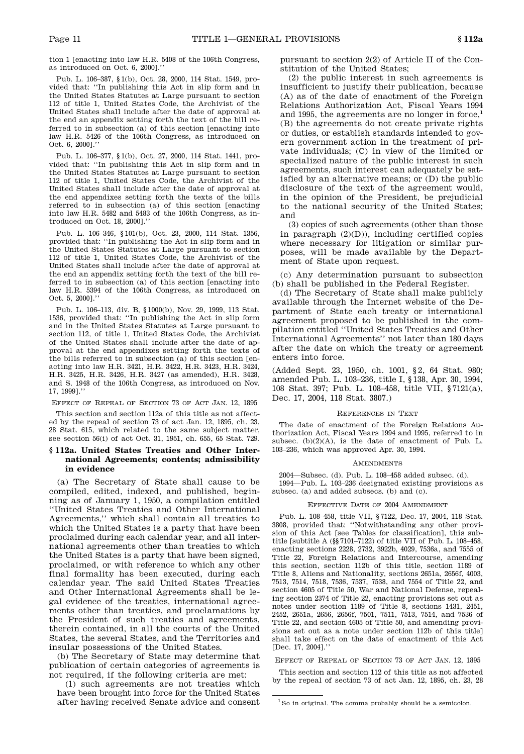tion 1 [enacting into law H.R. 5408 of the 106th Congress, as introduced on Oct. 6, 2000].''

Pub. L. 106–387, §1(b), Oct. 28, 2000, 114 Stat. 1549, provided that: ''In publishing this Act in slip form and in the United States Statutes at Large pursuant to section 112 of title 1, United States Code, the Archivist of the United States shall include after the date of approval at the end an appendix setting forth the text of the bill referred to in subsection (a) of this section [enacting into law H.R. 5426 of the 106th Congress, as introduced on Oct. 6, 2000].''

Pub. L. 106–377, §1(b), Oct. 27, 2000, 114 Stat. 1441, provided that: ''In publishing this Act in slip form and in the United States Statutes at Large pursuant to section 112 of title 1, United States Code, the Archivist of the United States shall include after the date of approval at the end appendixes setting forth the texts of the bills referred to in subsection (a) of this section [enacting into law H.R. 5482 and 5483 of the 106th Congress, as introduced on Oct. 18, 2000].''

Pub. L. 106–346, §101(b), Oct. 23, 2000, 114 Stat. 1356, provided that: ''In publishing the Act in slip form and in the United States Statutes at Large pursuant to section 112 of title 1, United States Code, the Archivist of the United States shall include after the date of approval at the end an appendix setting forth the text of the bill referred to in subsection (a) of this section [enacting into law H.R. 5394 of the 106th Congress, as introduced on Oct. 5, 2000].''

Pub. L. 106–113, div. B, §1000(b), Nov. 29, 1999, 113 Stat. 1536, provided that: ''In publishing the Act in slip form and in the United States Statutes at Large pursuant to section 112, of title 1, United States Code, the Archivist of the United States shall include after the date of approval at the end appendixes setting forth the texts of the bills referred to in subsection (a) of this section [enacting into law H.R. 3421, H.R. 3422, H.R. 3423, H.R. 3424, H.R. 3425, H.R. 3426, H.R. 3427 (as amended), H.R. 3428, and S. 1948 of the 106th Congress, as introduced on Nov. 17, 1999].''

EFFECT OF REPEAL OF SECTION 73 OF ACT JAN. 12, 1895

This section and section 112a of this title as not affected by the repeal of section 73 of act Jan. 12, 1895, ch. 23, 28 Stat. 615, which related to the same subject matter, see section 56(i) of act Oct. 31, 1951, ch. 655, 65 Stat. 729.

## § 112a. United States Treaties and Other International Agreements; contents; admissibility in evidence

(a) The Secretary of State shall cause to be compiled, edited, indexed, and published, beginning as of January 1, 1950, a compilation entitled ''United States Treaties and Other International Agreements,'' which shall contain all treaties to which the United States is a party that have been proclaimed during each calendar year, and all international agreements other than treaties to which the United States is a party that have been signed, proclaimed, or with reference to which any other final formality has been executed, during each calendar year. The said United States Treaties and Other International Agreements shall be legal evidence of the treaties, international agreements other than treaties, and proclamations by the President of such treaties and agreements, therein contained, in all the courts of the United States, the several States, and the Territories and insular possessions of the United States.

(b) The Secretary of State may determine that publication of certain categories of agreements is not required, if the following criteria are met:

(1) such agreements are not treaties which have been brought into force for the United States after having received Senate advice and consent pursuant to section 2(2) of Article II of the Constitution of the United States;

(2) the public interest in such agreements is insufficient to justify their publication, because (A) as of the date of enactment of the Foreign Relations Authorization Act, Fiscal Years 1994 and 1995, the agreements are no longer in force,[1] (B) the agreements do not create private rights or duties, or establish standards intended to govern government action in the treatment of private individuals; (C) in view of the limited or specialized nature of the public interest in such agreements, such interest can adequately be satisfied by an alternative means; or (D) the public disclosure of the text of the agreement would, in the opinion of the President, be prejudicial to the national security of the United States; and

(3) copies of such agreements (other than those in paragraph (2)(D)), including certified copies where necessary for litigation or similar purposes, will be made available by the Department of State upon request.

(c) Any determination pursuant to subsection (b) shall be published in the Federal Register.

(d) The Secretary of State shall make publicly available through the Internet website of the Department of State each treaty or international agreement proposed to be published in the compilation entitled ''United States Treaties and Other International Agreements'' not later than 180 days after the date on which the treaty or agreement enters into force.

(Added Sept. 23, 1950, ch. 1001, §2, 64 Stat. 980; amended Pub. L. 103–236, title I, §138, Apr. 30, 1994, 108 Stat. 397; Pub. L. 108–458, title VII, §7121(a), Dec. 17, 2004, 118 Stat. 3807.)

REFERENCES IN TEXT

The date of enactment of the Foreign Relations Authorization Act, Fiscal Years 1994 and 1995, referred to in subsec. (b)(2)(A), is the date of enactment of Pub. L. 103–236, which was approved Apr. 30, 1994.

AMENDMENTS

2004—Subsec. (d). Pub. L. 108–458 added subsec. (d).

1994—Pub. L. 103–236 designated existing provisions as subsec. (a) and added subsecs. (b) and (c).

EFFECTIVE DATE OF 2004 AMENDMENT

Pub. L. 108–458, title VII, §7122, Dec. 17, 2004, 118 Stat. 3808, provided that: ''Notwithstanding any other provision of this Act [see Tables for classification], this subtitle [subtitle A (§§7101–7122) of title VII of Pub. L. 108–458, enacting sections 2228, 2732, 3922b, 4029, 7536a, and 7555 of Title 22, Foreign Relations and Intercourse, amending this section, section 112b of this title, section 1189 of Title 8, Aliens and Nationality, sections 2651a, 2656f, 4003, 7513, 7514, 7518, 7536, 7537, 7538, and 7554 of Title 22, and section 4605 of Title 50, War and National Defense, repealing section 2374 of Title 22, enacting provisions set out as notes under section 1189 of Title 8, sections 1431, 2451, 2452, 2651a, 2656, 2656f, 7501, 7511, 7513, 7514, and 7536 of Title 22, and section 4605 of Title 50, and amending provisions set out as a note under section 112b of this title] shall take effect on the date of enactment of this Act [Dec. 17, 2004].''

EFFECT OF REPEAL OF SECTION 73 OF ACT JAN. 12, 1895

This section and section 112 of this title as not affected by the repeal of section 73 of act Jan. 12, 1895, ch. 23, 28

[1] So in original. The comma probably should be a semicolon.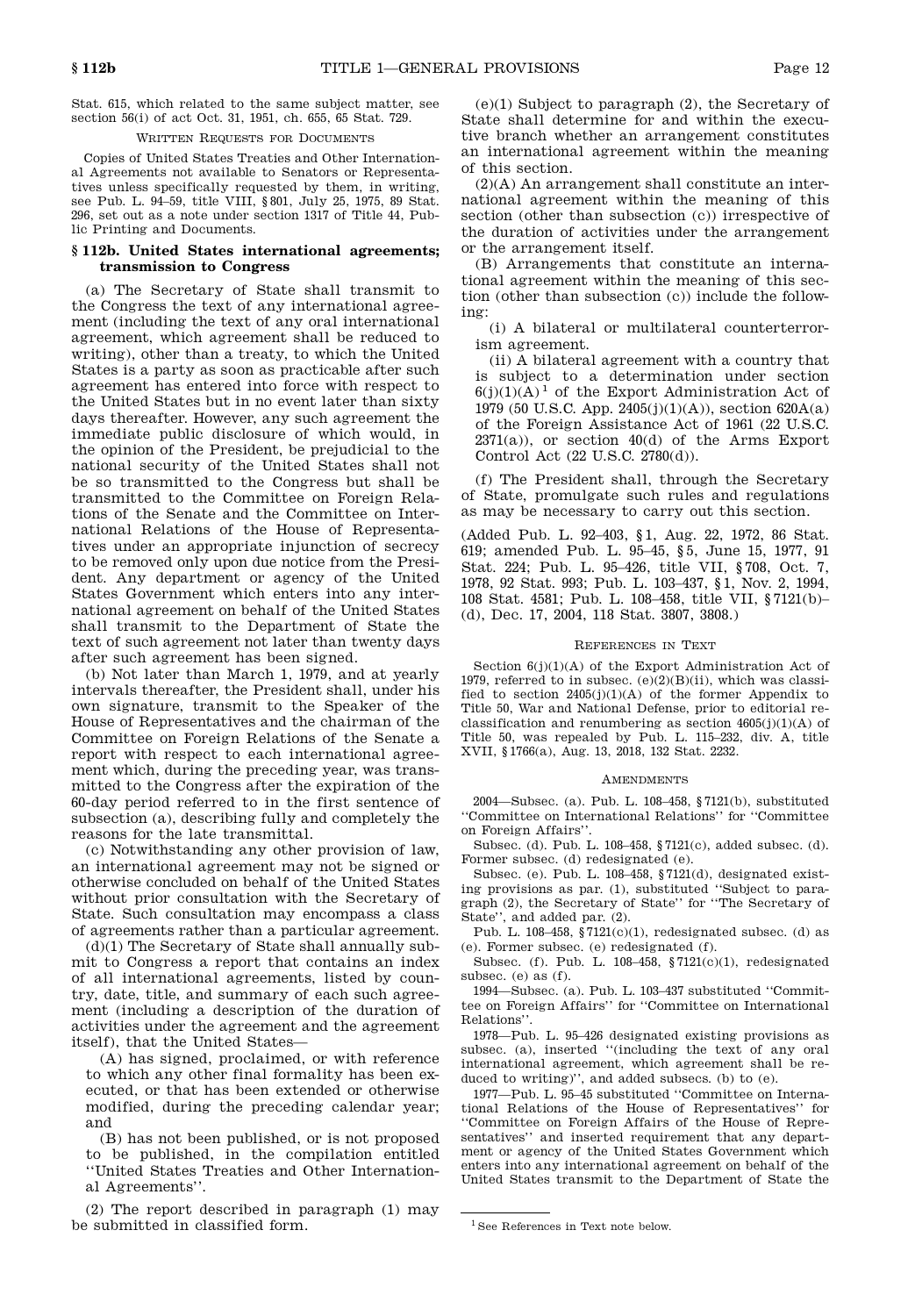Stat. 615, which related to the same subject matter, see section 56(i) of act Oct. 31, 1951, ch. 655, 65 Stat. 729.

WRITTEN REQUESTS FOR DOCUMENTS

Copies of United States Treaties and Other International Agreements not available to Senators or Representatives unless specifically requested by them, in writing, see Pub. L. 94–59, title VIII, § 801, July 25, 1975, 89 Stat. 296, set out as a note under section 1317 of Title 44, Public Printing and Documents.

## § 112b. United States international agreements; transmission to Congress

(a) The Secretary of State shall transmit to the Congress the text of any international agreement (including the text of any oral international agreement, which agreement shall be reduced to writing), other than a treaty, to which the United States is a party as soon as practicable after such agreement has entered into force with respect to the United States but in no event later than sixty days thereafter. However, any such agreement the immediate public disclosure of which would, in the opinion of the President, be prejudicial to the national security of the United States shall not be so transmitted to the Congress but shall be transmitted to the Committee on Foreign Relations of the Senate and the Committee on International Relations of the House of Representatives under an appropriate injunction of secrecy to be removed only upon due notice from the President. Any department or agency of the United States Government which enters into any international agreement on behalf of the United States shall transmit to the Department of State the text of such agreement not later than twenty days after such agreement has been signed.

(b) Not later than March 1, 1979, and at yearly intervals thereafter, the President shall, under his own signature, transmit to the Speaker of the House of Representatives and the chairman of the Committee on Foreign Relations of the Senate a report with respect to each international agreement which, during the preceding year, was transmitted to the Congress after the expiration of the 60-day period referred to in the first sentence of subsection (a), describing fully and completely the reasons for the late transmittal.

(c) Notwithstanding any other provision of law, an international agreement may not be signed or otherwise concluded on behalf of the United States without prior consultation with the Secretary of State. Such consultation may encompass a class of agreements rather than a particular agreement.

(d)(1) The Secretary of State shall annually submit to Congress a report that contains an index of all international agreements, listed by country, date, title, and summary of each such agreement (including a description of the duration of activities under the agreement and the agreement itself), that the United States—

(A) has signed, proclaimed, or with reference to which any other final formality has been executed, or that has been extended or otherwise modified, during the preceding calendar year; and

(B) has not been published, or is not proposed to be published, in the compilation entitled "United States Treaties and Other International Agreements".

(2) The report described in paragraph (1) may be submitted in classified form.

(e)(1) Subject to paragraph (2), the Secretary of State shall determine for and within the executive branch whether an arrangement constitutes an international agreement within the meaning of this section.

(2)(A) An arrangement shall constitute an international agreement within the meaning of this section (other than subsection (c)) irrespective of the duration of activities under the arrangement or the arrangement itself.

(B) Arrangements that constitute an international agreement within the meaning of this section (other than subsection (c)) include the following:

(i) A bilateral or multilateral counterterrorism agreement.

(ii) A bilateral agreement with a country that is subject to a determination under section 6(j)(1)(A)[1] of the Export Administration Act of 1979 (50 U.S.C. App. 2405(j)(1)(A)), section 620A(a) of the Foreign Assistance Act of 1961 (22 U.S.C. 2371(a)), or section 40(d) of the Arms Export Control Act (22 U.S.C. 2780(d)).

(f) The President shall, through the Secretary of State, promulgate such rules and regulations as may be necessary to carry out this section.

(Added Pub. L. 92–403, § 1, Aug. 22, 1972, 86 Stat. 619; amended Pub. L. 95–45, § 5, June 15, 1977, 91 Stat. 224; Pub. L. 95–426, title VII, § 708, Oct. 7, 1978, 92 Stat. 993; Pub. L. 103–437, § 1, Nov. 2, 1994, 108 Stat. 4581; Pub. L. 108–458, title VII, § 7121(b)–(d), Dec. 17, 2004, 118 Stat. 3807, 3808.)

REFERENCES IN TEXT

Section 6(j)(1)(A) of the Export Administration Act of 1979, referred to in subsec. (e)(2)(B)(ii), which was classified to section 2405(j)(1)(A) of the former Appendix to Title 50, War and National Defense, prior to editorial reclassification and renumbering as section 4605(j)(1)(A) of Title 50, was repealed by Pub. L. 115–232, div. A, title XVII, § 1766(a), Aug. 13, 2018, 132 Stat. 2232.

AMENDMENTS

2004—Subsec. (a). Pub. L. 108–458, § 7121(b), substituted "Committee on International Relations" for "Committee on Foreign Affairs".

Subsec. (d). Pub. L. 108–458, § 7121(c), added subsec. (d). Former subsec. (d) redesignated (e).

Subsec. (e). Pub. L. 108–458, § 7121(d), designated existing provisions as par. (1), substituted "Subject to paragraph (2), the Secretary of State" for "The Secretary of State", and added par. (2).

Pub. L. 108–458, § 7121(c)(1), redesignated subsec. (d) as (e). Former subsec. (e) redesignated (f).

Subsec. (f). Pub. L. 108–458, § 7121(c)(1), redesignated subsec. (e) as (f).

1994—Subsec. (a). Pub. L. 103–437 substituted "Committee on Foreign Affairs" for "Committee on International Relations".

1978—Pub. L. 95–426 designated existing provisions as subsec. (a), inserted "(including the text of any oral international agreement, which agreement shall be reduced to writing)", and added subsecs. (b) to (e).

1977—Pub. L. 95–45 substituted "Committee on International Relations of the House of Representatives" for "Committee on Foreign Affairs of the House of Representatives" and inserted requirement that any department or agency of the United States Government which enters into any international agreement on behalf of the United States transmit to the Department of State the

[1] See References in Text note below.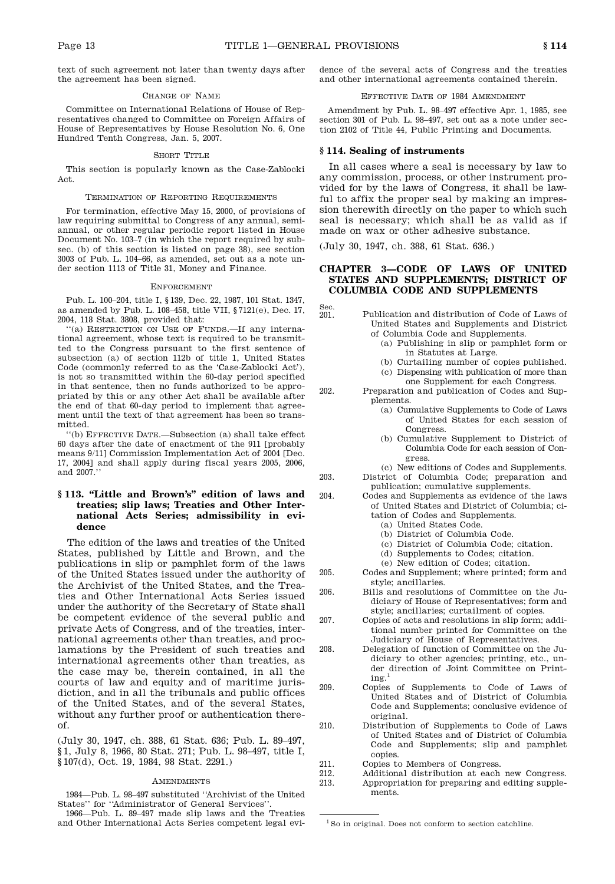text of such agreement not later than twenty days after the agreement has been signed.

CHANGE OF NAME

Committee on International Relations of House of Representatives changed to Committee on Foreign Affairs of House of Representatives by House Resolution No. 6, One Hundred Tenth Congress, Jan. 5, 2007.

SHORT TITLE

This section is popularly known as the Case-Zablocki Act.

TERMINATION OF REPORTING REQUIREMENTS

For termination, effective May 15, 2000, of provisions of law requiring submittal to Congress of any annual, semiannual, or other regular periodic report listed in House Document No. 103–7 (in which the report required by subsec. (b) of this section is listed on page 38), see section 3003 of Pub. L. 104–66, as amended, set out as a note under section 1113 of Title 31, Money and Finance.

ENFORCEMENT

Pub. L. 100–204, title I, § 139, Dec. 22, 1987, 101 Stat. 1347, as amended by Pub. L. 108–458, title VII, § 7121(e), Dec. 17, 2004, 118 Stat. 3808, provided that:

''(a) RESTRICTION ON USE OF FUNDS.—If any international agreement, whose text is required to be transmitted to the Congress pursuant to the first sentence of subsection (a) of section 112b of title 1, United States Code (commonly referred to as the 'Case-Zablocki Act'), is not so transmitted within the 60-day period specified in that sentence, then no funds authorized to be appropriated by this or any other Act shall be available after the end of that 60-day period to implement that agreement until the text of that agreement has been so transmitted.

''(b) EFFECTIVE DATE.—Subsection (a) shall take effect 60 days after the date of enactment of the 911 [probably means 9/11] Commission Implementation Act of 2004 [Dec. 17, 2004] and shall apply during fiscal years 2005, 2006, and 2007.''

### § 113. ''Little and Brown's'' edition of laws and treaties; slip laws; Treaties and Other International Acts Series; admissibility in evidence

The edition of the laws and treaties of the United States, published by Little and Brown, and the publications in slip or pamphlet form of the laws of the United States issued under the authority of the Archivist of the United States, and the Treaties and Other International Acts Series issued under the authority of the Secretary of State shall be competent evidence of the several public and private Acts of Congress, and of the treaties, international agreements other than treaties, and proclamations by the President of such treaties and international agreements other than treaties, as the case may be, therein contained, in all the courts of law and equity and of maritime jurisdiction, and in all the tribunals and public offices of the United States, and of the several States, without any further proof or authentication thereof.

(July 30, 1947, ch. 388, 61 Stat. 636; Pub. L. 89–497, § 1, July 8, 1966, 80 Stat. 271; Pub. L. 98–497, title I, § 107(d), Oct. 19, 1984, 98 Stat. 2291.)

AMENDMENTS

1984—Pub. L. 98–497 substituted ''Archivist of the United States'' for ''Administrator of General Services''.

1966—Pub. L. 89–497 made slip laws and the Treaties and Other International Acts Series competent legal evidence of the several acts of Congress and the treaties and other international agreements contained therein.

EFFECTIVE DATE OF 1984 AMENDMENT

Amendment by Pub. L. 98–497 effective Apr. 1, 1985, see section 301 of Pub. L. 98–497, set out as a note under section 2102 of Title 44, Public Printing and Documents.

### § 114. Sealing of instruments

In all cases where a seal is necessary by law to any commission, process, or other instrument provided for by the laws of Congress, it shall be lawful to affix the proper seal by making an impression therewith directly on the paper to which such seal is necessary; which shall be as valid as if made on wax or other adhesive substance.

(July 30, 1947, ch. 388, 61 Stat. 636.)

## CHAPTER 3—CODE OF LAWS OF UNITED STATES AND SUPPLEMENTS; DISTRICT OF COLUMBIA CODE AND SUPPLEMENTS

Sec.

201. Publication and distribution of Code of Laws of United States and Supplements and District of Columbia Code and Supplements.
    - (a) Publishing in slip or pamphlet form or in Statutes at Large.
    - (b) Curtailing number of copies published.
    - (c) Dispensing with publication of more than one Supplement for each Congress.
202. Preparation and publication of Codes and Supplements.
    - (a) Cumulative Supplements to Code of Laws of United States for each session of Congress.
    - (b) Cumulative Supplement to District of Columbia Code for each session of Congress.
    - (c) New editions of Codes and Supplements.
203. District of Columbia Code; preparation and publication; cumulative supplements.
204. Codes and Supplements as evidence of the laws of United States and District of Columbia; citation of Codes and Supplements.
    - (a) United States Code.
    - (b) District of Columbia Code.
    - (c) District of Columbia Code; citation.
    - (d) Supplements to Codes; citation.
    - (e) New edition of Codes; citation.
205. Codes and Supplement; where printed; form and style; ancillaries.
206. Bills and resolutions of Committee on the Judiciary of House of Representatives; form and style; ancillaries; curtailment of copies.
207. Copies of acts and resolutions in slip form; additional number printed for Committee on the Judiciary of House of Representatives.
208. Delegation of function of Committee on the Judiciary to other agencies; printing, etc., under direction of Joint Committee on Printing.[1]
209. Copies of Supplements to Code of Laws of United States and of District of Columbia Code and Supplements; conclusive evidence of original.
210. Distribution of Supplements to Code of Laws of United States and of District of Columbia Code and Supplements; slip and pamphlet copies.
211. Copies to Members of Congress.
212. Additional distribution at each new Congress.
213. Appropriation for preparing and editing supplements.

[1] So in original. Does not conform to section catchline.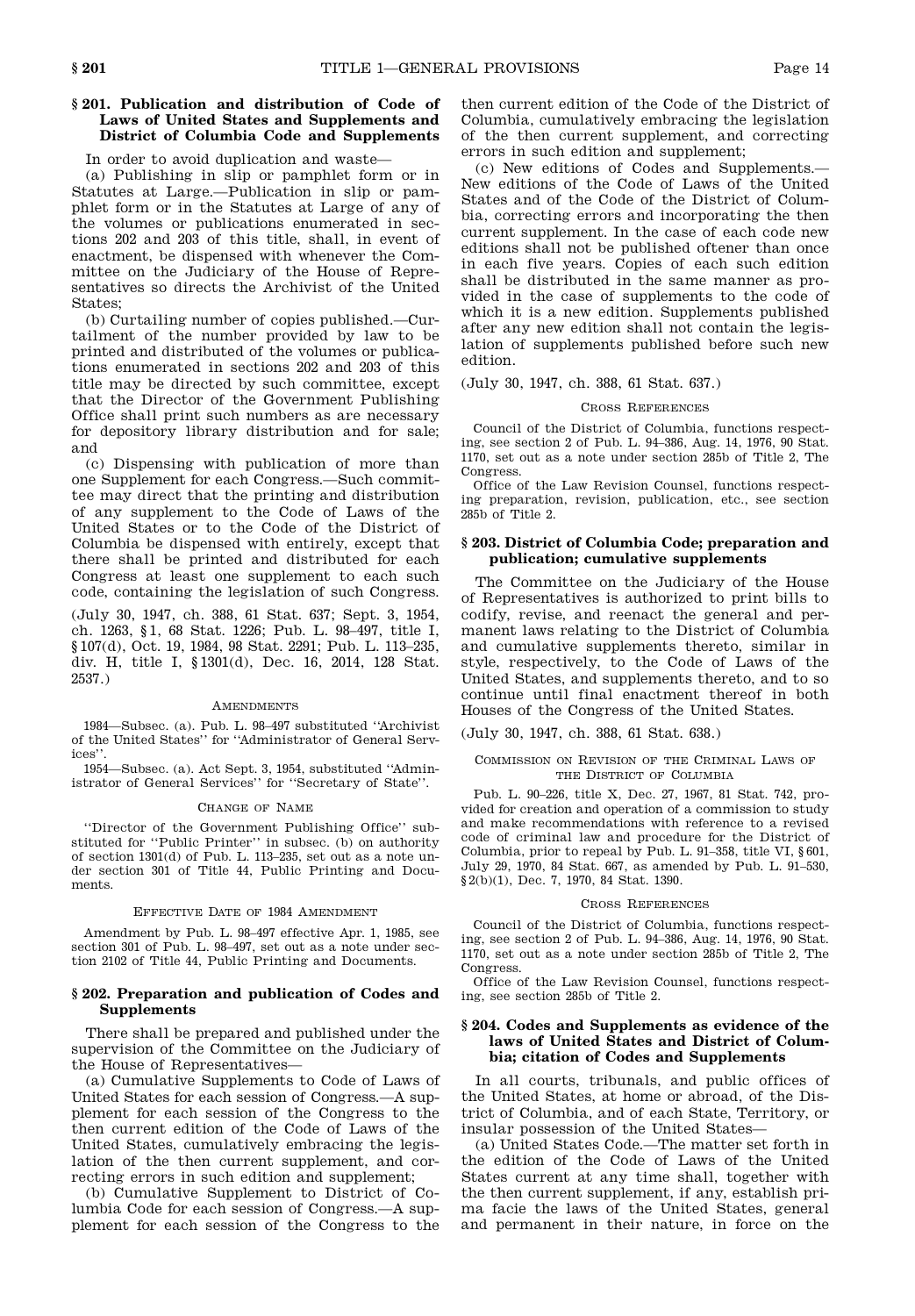### § 201. Publication and distribution of Code of Laws of United States and Supplements and District of Columbia Code and Supplements

In order to avoid duplication and waste—

(a) Publishing in slip or pamphlet form or in Statutes at Large.—Publication in slip or pamphlet form or in the Statutes at Large of any of the volumes or publications enumerated in sections 202 and 203 of this title, shall, in event of enactment, be dispensed with whenever the Committee on the Judiciary of the House of Representatives so directs the Archivist of the United States;

(b) Curtailing number of copies published.—Curtailment of the number provided by law to be printed and distributed of the volumes or publications enumerated in sections 202 and 203 of this title may be directed by such committee, except that the Director of the Government Publishing Office shall print such numbers as are necessary for depository library distribution and for sale; and

(c) Dispensing with publication of more than one Supplement for each Congress.—Such committee may direct that the printing and distribution of any supplement to the Code of Laws of the United States or to the Code of the District of Columbia be dispensed with entirely, except that there shall be printed and distributed for each Congress at least one supplement to each such code, containing the legislation of such Congress.

(July 30, 1947, ch. 388, 61 Stat. 637; Sept. 3, 1954, ch. 1263, § 1, 68 Stat. 1226; Pub. L. 98–497, title I, § 107(d), Oct. 19, 1984, 98 Stat. 2291; Pub. L. 113–235, div. H, title I, § 1301(d), Dec. 16, 2014, 128 Stat. 2537.)

#### Amendments

1984—Subsec. (a). Pub. L. 98–497 substituted "Archivist of the United States" for "Administrator of General Services".

1954—Subsec. (a). Act Sept. 3, 1954, substituted "Administrator of General Services" for "Secretary of State".

#### Change of Name

"Director of the Government Publishing Office" substituted for "Public Printer" in subsec. (b) on authority of section 1301(d) of Pub. L. 113–235, set out as a note under section 301 of Title 44, Public Printing and Documents.

#### Effective Date of 1984 Amendment

Amendment by Pub. L. 98–497 effective Apr. 1, 1985, see section 301 of Pub. L. 98–497, set out as a note under section 2102 of Title 44, Public Printing and Documents.

### § 202. Preparation and publication of Codes and Supplements

There shall be prepared and published under the supervision of the Committee on the Judiciary of the House of Representatives—

(a) Cumulative Supplements to Code of Laws of United States for each session of Congress.—A supplement for each session of the Congress to the then current edition of the Code of Laws of the United States, cumulatively embracing the legislation of the then current supplement, and correcting errors in such edition and supplement;

(b) Cumulative Supplement to District of Columbia Code for each session of Congress.—A supplement for each session of the Congress to the then current edition of the Code of the District of Columbia, cumulatively embracing the legislation of the then current supplement, and correcting errors in such edition and supplement;

(c) New editions of Codes and Supplements.—New editions of the Code of Laws of the United States and of the Code of the District of Columbia, correcting errors and incorporating the then current supplement. In the case of each code new editions shall not be published oftener than once in each five years. Copies of each such edition shall be distributed in the same manner as provided in the case of supplements to the code of which it is a new edition. Supplements published after any new edition shall not contain the legislation of supplements published before such new edition.

(July 30, 1947, ch. 388, 61 Stat. 637.)

#### Cross References

Council of the District of Columbia, functions respecting, see section 2 of Pub. L. 94–386, Aug. 14, 1976, 90 Stat. 1170, set out as a note under section 285b of Title 2, The Congress.

Office of the Law Revision Counsel, functions respecting preparation, revision, publication, etc., see section 285b of Title 2.

### § 203. District of Columbia Code; preparation and publication; cumulative supplements

The Committee on the Judiciary of the House of Representatives is authorized to print bills to codify, revise, and reenact the general and permanent laws relating to the District of Columbia and cumulative supplements thereto, similar in style, respectively, to the Code of Laws of the United States, and supplements thereto, and to so continue until final enactment thereof in both Houses of the Congress of the United States.

(July 30, 1947, ch. 388, 61 Stat. 638.)

#### Commission on Revision of the Criminal Laws of the District of Columbia

Pub. L. 90–226, title X, Dec. 27, 1967, 81 Stat. 742, provided for creation and operation of a commission to study and make recommendations with reference to a revised code of criminal law and procedure for the District of Columbia, prior to repeal by Pub. L. 91–358, title VI, § 601, July 29, 1970, 84 Stat. 667, as amended by Pub. L. 91–530, § 2(b)(1), Dec. 7, 1970, 84 Stat. 1390.

#### Cross References

Council of the District of Columbia, functions respecting, see section 2 of Pub. L. 94–386, Aug. 14, 1976, 90 Stat. 1170, set out as a note under section 285b of Title 2, The Congress.

Office of the Law Revision Counsel, functions respecting, see section 285b of Title 2.

### § 204. Codes and Supplements as evidence of the laws of United States and District of Columbia; citation of Codes and Supplements

In all courts, tribunals, and public offices of the United States, at home or abroad, of the District of Columbia, and of each State, Territory, or insular possession of the United States—

(a) United States Code.—The matter set forth in the edition of the Code of Laws of the United States current at any time shall, together with the then current supplement, if any, establish prima facie the laws of the United States, general and permanent in their nature, in force on the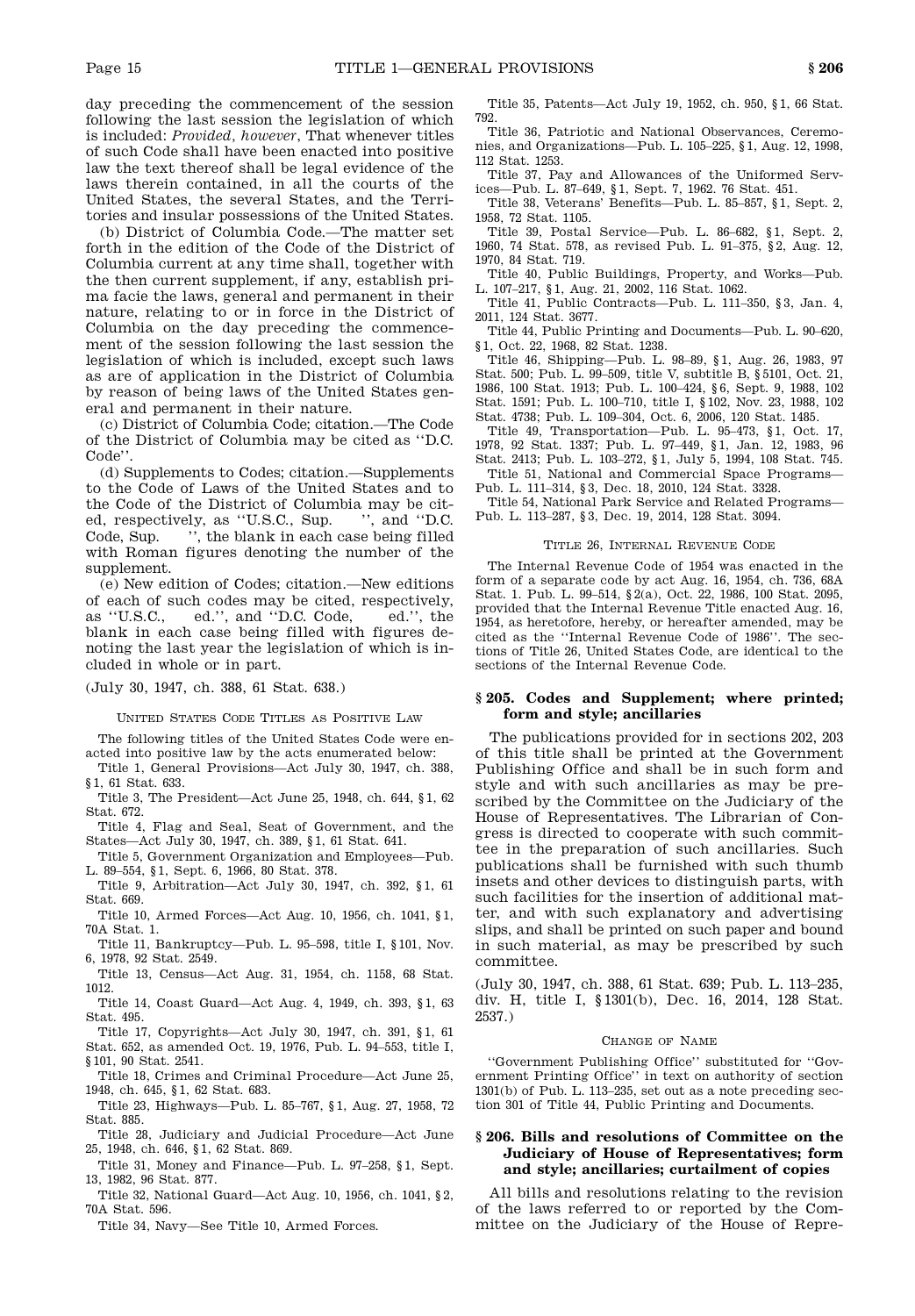day preceding the commencement of the session following the last session the legislation of which is included: *Provided, however*, That whenever titles of such Code shall have been enacted into positive law the text thereof shall be legal evidence of the laws therein contained, in all the courts of the United States, the several States, and the Territories and insular possessions of the United States.

(b) District of Columbia Code.—The matter set forth in the edition of the Code of the District of Columbia current at any time shall, together with the then current supplement, if any, establish prima facie the laws, general and permanent in their nature, relating to or in force in the District of Columbia on the day preceding the commencement of the session following the last session the legislation of which is included, except such laws as are of application in the District of Columbia by reason of being laws of the United States general and permanent in their nature.

(c) District of Columbia Code; citation.—The Code of the District of Columbia may be cited as ''D.C. Code''.

(d) Supplements to Codes; citation.—Supplements to the Code of Laws of the United States and to the Code of the District of Columbia may be cited, respectively, as ''U.S.C., Sup. '', and ''D.C. Code, Sup. '', the blank in each case being filled with Roman figures denoting the number of the supplement.

(e) New edition of Codes; citation.—New editions of each of such codes may be cited, respectively, as ''U.S.C., ed.'', and ''D.C. Code, ed.'', the blank in each case being filled with figures denoting the last year the legislation of which is included in whole or in part.

(July 30, 1947, ch. 388, 61 Stat. 638.)

UNITED STATES CODE TITLES AS POSITIVE LAW

The following titles of the United States Code were enacted into positive law by the acts enumerated below:

Title 1, General Provisions—Act July 30, 1947, ch. 388, §1, 61 Stat. 633.

Title 3, The President—Act June 25, 1948, ch. 644, §1, 62 Stat. 672.

Title 4, Flag and Seal, Seat of Government, and the States—Act July 30, 1947, ch. 389, §1, 61 Stat. 641.

Title 5, Government Organization and Employees—Pub. L. 89–554, §1, Sept. 6, 1966, 80 Stat. 378.

Title 9, Arbitration—Act July 30, 1947, ch. 392, §1, 61 Stat. 669.

Title 10, Armed Forces—Act Aug. 10, 1956, ch. 1041, §1, 70A Stat. 1.

Title 11, Bankruptcy—Pub. L. 95–598, title I, §101, Nov. 6, 1978, 92 Stat. 2549.

Title 13, Census—Act Aug. 31, 1954, ch. 1158, 68 Stat. 1012.

Title 14, Coast Guard—Act Aug. 4, 1949, ch. 393, §1, 63 Stat. 495.

Title 17, Copyrights—Act July 30, 1947, ch. 391, §1, 61 Stat. 652, as amended Oct. 19, 1976, Pub. L. 94–553, title I, §101, 90 Stat. 2541.

Title 18, Crimes and Criminal Procedure—Act June 25, 1948, ch. 645, §1, 62 Stat. 683.

Title 23, Highways—Pub. L. 85–767, §1, Aug. 27, 1958, 72 Stat. 885.

Title 28, Judiciary and Judicial Procedure—Act June 25, 1948, ch. 646, §1, 62 Stat. 869.

Title 31, Money and Finance—Pub. L. 97–258, §1, Sept. 13, 1982, 96 Stat. 877.

Title 32, National Guard—Act Aug. 10, 1956, ch. 1041, §2, 70A Stat. 596.

Title 34, Navy—See Title 10, Armed Forces.

Title 35, Patents—Act July 19, 1952, ch. 950, §1, 66 Stat. 792.

Title 36, Patriotic and National Observances, Ceremonies, and Organizations—Pub. L. 105–225, §1, Aug. 12, 1998, 112 Stat. 1253.

Title 37, Pay and Allowances of the Uniformed Services—Pub. L. 87–649, §1, Sept. 7, 1962. 76 Stat. 451.

Title 38, Veterans' Benefits—Pub. L. 85–857, §1, Sept. 2, 1958, 72 Stat. 1105.

Title 39, Postal Service—Pub. L. 86–682, §1, Sept. 2, 1960, 74 Stat. 578, as revised Pub. L. 91–375, §2, Aug. 12, 1970, 84 Stat. 719.

Title 40, Public Buildings, Property, and Works—Pub. L. 107–217, §1, Aug. 21, 2002, 116 Stat. 1062.

Title 41, Public Contracts—Pub. L. 111–350, §3, Jan. 4, 2011, 124 Stat. 3677.

Title 44, Public Printing and Documents—Pub. L. 90–620, §1, Oct. 22, 1968, 82 Stat. 1238.

Title 46, Shipping—Pub. L. 98–89, §1, Aug. 26, 1983, 97 Stat. 500; Pub. L. 99–509, title V, subtitle B, §5101, Oct. 21, 1986, 100 Stat. 1913; Pub. L. 100–424, §6, Sept. 9, 1988, 102 Stat. 1591; Pub. L. 100–710, title I, §102, Nov. 23, 1988, 102 Stat. 4738; Pub. L. 109–304, Oct. 6, 2006, 120 Stat. 1485.

Title 49, Transportation—Pub. L. 95–473, §1, Oct. 17, 1978, 92 Stat. 1337; Pub. L. 97–449, §1, Jan. 12, 1983, 96 Stat. 2413; Pub. L. 103–272, §1, July 5, 1994, 108 Stat. 745.

Title 51, National and Commercial Space Programs—Pub. L. 111–314, §3, Dec. 18, 2010, 124 Stat. 3328.

Title 54, National Park Service and Related Programs—Pub. L. 113–287, §3, Dec. 19, 2014, 128 Stat. 3094.

TITLE 26, INTERNAL REVENUE CODE

The Internal Revenue Code of 1954 was enacted in the form of a separate code by act Aug. 16, 1954, ch. 736, 68A Stat. 1. Pub. L. 99–514, §2(a), Oct. 22, 1986, 100 Stat. 2095, provided that the Internal Revenue Title enacted Aug. 16, 1954, as heretofore, hereby, or hereafter amended, may be cited as the ''Internal Revenue Code of 1986''. The sections of Title 26, United States Code, are identical to the sections of the Internal Revenue Code.

## § 205. Codes and Supplement; where printed; form and style; ancillaries

The publications provided for in sections 202, 203 of this title shall be printed at the Government Publishing Office and shall be in such form and style and with such ancillaries as may be prescribed by the Committee on the Judiciary of the House of Representatives. The Librarian of Congress is directed to cooperate with such committee in the preparation of such ancillaries. Such publications shall be furnished with such thumb insets and other devices to distinguish parts, with such facilities for the insertion of additional matter, and with such explanatory and advertising slips, and shall be printed on such paper and bound in such material, as may be prescribed by such committee.

(July 30, 1947, ch. 388, 61 Stat. 639; Pub. L. 113–235, div. H, title I, §1301(b), Dec. 16, 2014, 128 Stat. 2537.)

CHANGE OF NAME

''Government Publishing Office'' substituted for ''Government Printing Office'' in text on authority of section 1301(b) of Pub. L. 113–235, set out as a note preceding section 301 of Title 44, Public Printing and Documents.

## § 206. Bills and resolutions of Committee on the Judiciary of House of Representatives; form and style; ancillaries; curtailment of copies

All bills and resolutions relating to the revision of the laws referred to or reported by the Committee on the Judiciary of the House of Repre-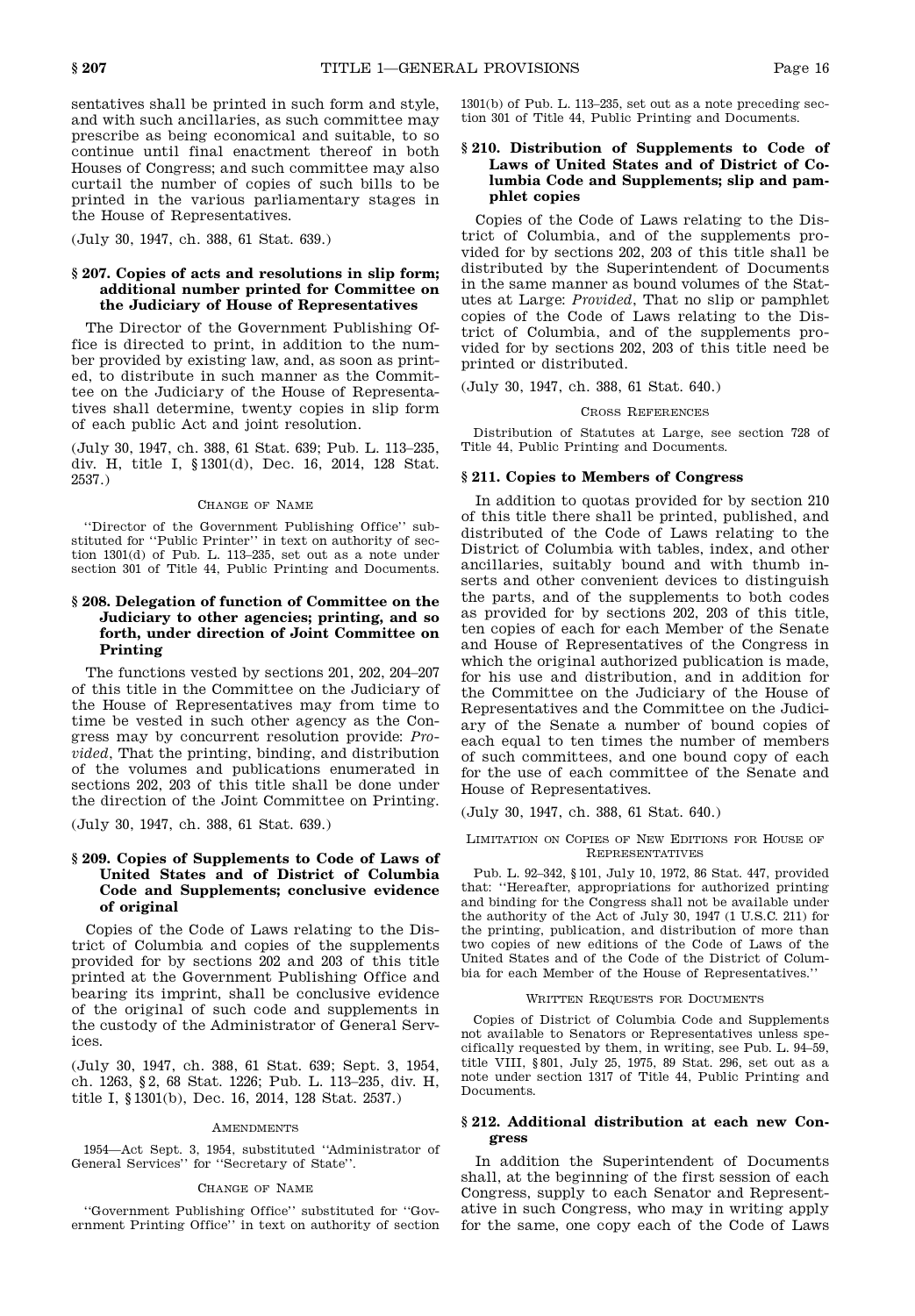sentatives shall be printed in such form and style, and with such ancillaries, as such committee may prescribe as being economical and suitable, to so continue until final enactment thereof in both Houses of Congress; and such committee may also curtail the number of copies of such bills to be printed in the various parliamentary stages in the House of Representatives.

(July 30, 1947, ch. 388, 61 Stat. 639.)

### § 207. Copies of acts and resolutions in slip form; additional number printed for Committee on the Judiciary of House of Representatives

The Director of the Government Publishing Office is directed to print, in addition to the number provided by existing law, and, as soon as printed, to distribute in such manner as the Committee on the Judiciary of the House of Representatives shall determine, twenty copies in slip form of each public Act and joint resolution.

(July 30, 1947, ch. 388, 61 Stat. 639; Pub. L. 113–235, div. H, title I, § 1301(d), Dec. 16, 2014, 128 Stat. 2537.)

#### Change of Name

''Director of the Government Publishing Office'' substituted for ''Public Printer'' in text on authority of section 1301(d) of Pub. L. 113–235, set out as a note under section 301 of Title 44, Public Printing and Documents.

### § 208. Delegation of function of Committee on the Judiciary to other agencies; printing, and so forth, under direction of Joint Committee on Printing

The functions vested by sections 201, 202, 204–207 of this title in the Committee on the Judiciary of the House of Representatives may from time to time be vested in such other agency as the Congress may by concurrent resolution provide: *Provided*, That the printing, binding, and distribution of the volumes and publications enumerated in sections 202, 203 of this title shall be done under the direction of the Joint Committee on Printing.

(July 30, 1947, ch. 388, 61 Stat. 639.)

### § 209. Copies of Supplements to Code of Laws of United States and of District of Columbia Code and Supplements; conclusive evidence of original

Copies of the Code of Laws relating to the District of Columbia and copies of the supplements provided for by sections 202 and 203 of this title printed at the Government Publishing Office and bearing its imprint, shall be conclusive evidence of the original of such code and supplements in the custody of the Administrator of General Services.

(July 30, 1947, ch. 388, 61 Stat. 639; Sept. 3, 1954, ch. 1263, § 2, 68 Stat. 1226; Pub. L. 113–235, div. H, title I, § 1301(b), Dec. 16, 2014, 128 Stat. 2537.)

#### Amendments

1954—Act Sept. 3, 1954, substituted ''Administrator of General Services'' for ''Secretary of State''.

#### Change of Name

''Government Publishing Office'' substituted for ''Government Printing Office'' in text on authority of section 1301(b) of Pub. L. 113–235, set out as a note preceding section 301 of Title 44, Public Printing and Documents.

### § 210. Distribution of Supplements to Code of Laws of United States and of District of Columbia Code and Supplements; slip and pamphlet copies

Copies of the Code of Laws relating to the District of Columbia, and of the supplements provided for by sections 202, 203 of this title shall be distributed by the Superintendent of Documents in the same manner as bound volumes of the Statutes at Large: *Provided*, That no slip or pamphlet copies of the Code of Laws relating to the District of Columbia, and of the supplements provided for by sections 202, 203 of this title need be printed or distributed.

(July 30, 1947, ch. 388, 61 Stat. 640.)

#### Cross References

Distribution of Statutes at Large, see section 728 of Title 44, Public Printing and Documents.

### § 211. Copies to Members of Congress

In addition to quotas provided for by section 210 of this title there shall be printed, published, and distributed of the Code of Laws relating to the District of Columbia with tables, index, and other ancillaries, suitably bound and with thumb inserts and other convenient devices to distinguish the parts, and of the supplements to both codes as provided for by sections 202, 203 of this title, ten copies of each for each Member of the Senate and House of Representatives of the Congress in which the original authorized publication is made, for his use and distribution, and in addition for the Committee on the Judiciary of the House of Representatives and the Committee on the Judiciary of the Senate a number of bound copies of each equal to ten times the number of members of such committees, and one bound copy of each for the use of each committee of the Senate and House of Representatives.

(July 30, 1947, ch. 388, 61 Stat. 640.)

#### Limitation on Copies of New Editions for House of Representatives

Pub. L. 92–342, § 101, July 10, 1972, 86 Stat. 447, provided that: ''Hereafter, appropriations for authorized printing and binding for the Congress shall not be available under the authority of the Act of July 30, 1947 (1 U.S.C. 211) for the printing, publication, and distribution of more than two copies of new editions of the Code of Laws of the United States and of the Code of the District of Columbia for each Member of the House of Representatives.''

#### Written Requests for Documents

Copies of District of Columbia Code and Supplements not available to Senators or Representatives unless specifically requested by them, in writing, see Pub. L. 94–59, title VIII, § 801, July 25, 1975, 89 Stat. 296, set out as a note under section 1317 of Title 44, Public Printing and Documents.

### § 212. Additional distribution at each new Congress

In addition the Superintendent of Documents shall, at the beginning of the first session of each Congress, supply to each Senator and Representative in such Congress, who may in writing apply for the same, one copy each of the Code of Laws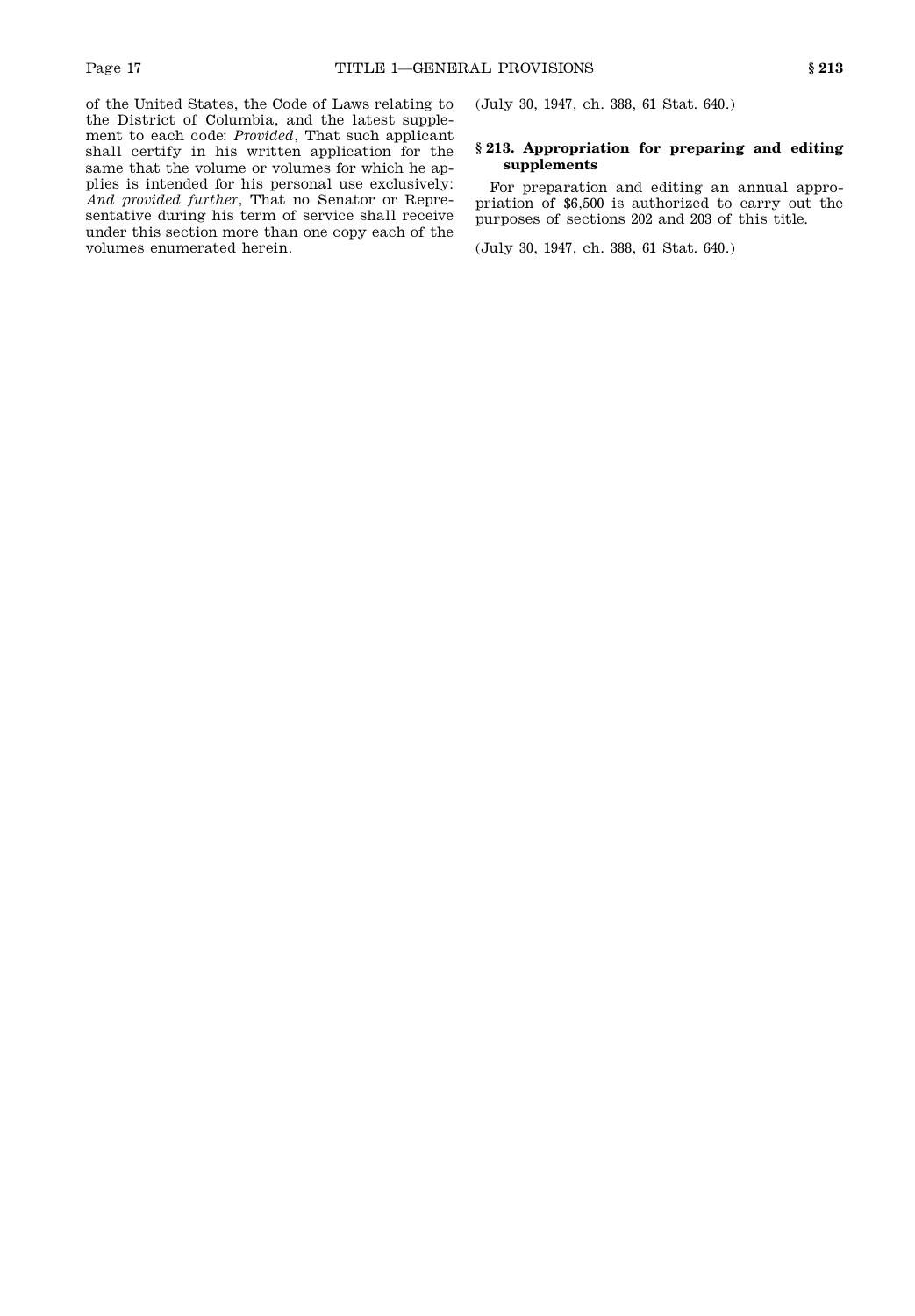of the United States, the Code of Laws relating to the District of Columbia, and the latest supplement to each code: *Provided*, That such applicant shall certify in his written application for the same that the volume or volumes for which he applies is intended for his personal use exclusively: *And provided further*, That no Senator or Representative during his term of service shall receive under this section more than one copy each of the volumes enumerated herein.

(July 30, 1947, ch. 388, 61 Stat. 640.)

### § 213. Appropriation for preparing and editing supplements

For preparation and editing an annual appropriation of $6,500 is authorized to carry out the purposes of sections 202 and 203 of this title.

(July 30, 1947, ch. 388, 61 Stat. 640.)